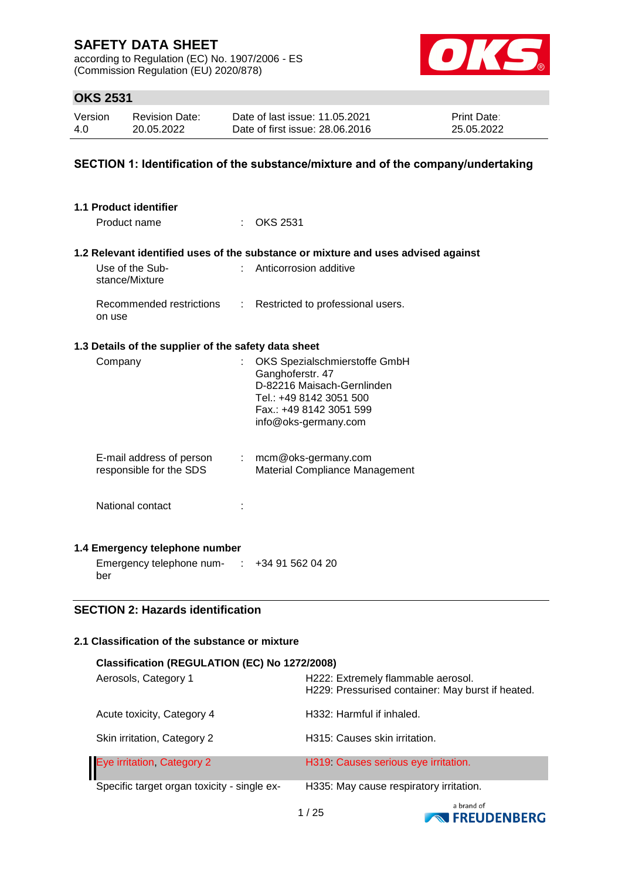# SAFETY DATA SHEET

according to Regulation (EC) No. 1907/2006 - ES
(Commission Regulation (EU) 2020/878)

## OKS 2531

| Version | Revision Date: | Date of last issue: 11.05.2021 | Print Date: |
|---|---|---|---|
| 4.0 | 20.05.2022 | Date of first issue: 28.06.2016 | 25.05.2022 |

## SECTION 1: Identification of the substance/mixture and of the company/undertaking

### 1.1 Product identifier

Product name : OKS 2531

### 1.2 Relevant identified uses of the substance or mixture and uses advised against

Use of the Substance/Mixture : Anticorrosion additive

Recommended restrictions on use : Restricted to professional users.

### 1.3 Details of the supplier of the safety data sheet

Company : OKS Spezialschmierstoffe GmbH
Ganghoferstr. 47
D-82216 Maisach-Gernlinden
Tel.: +49 8142 3051 500
Fax.: +49 8142 3051 599
info@oks-germany.com

E-mail address of person responsible for the SDS : mcm@oks-germany.com
Material Compliance Management

National contact :

### 1.4 Emergency telephone number

Emergency telephone number : +34 91 562 04 20

## SECTION 2: Hazards identification

### 2.1 Classification of the substance or mixture

**Classification (REGULATION (EC) No 1272/2008)**

| | |
|---|---|
| Aerosols, Category 1 | H222: Extremely flammable aerosol.<br>H229: Pressurised container: May burst if heated. |
| Acute toxicity, Category 4 | H332: Harmful if inhaled. |
| Skin irritation, Category 2 | H315: Causes skin irritation. |
| Eye irritation, Category 2 | H319: Causes serious eye irritation. |
| Specific target organ toxicity - single ex- | H335: May cause respiratory irritation. |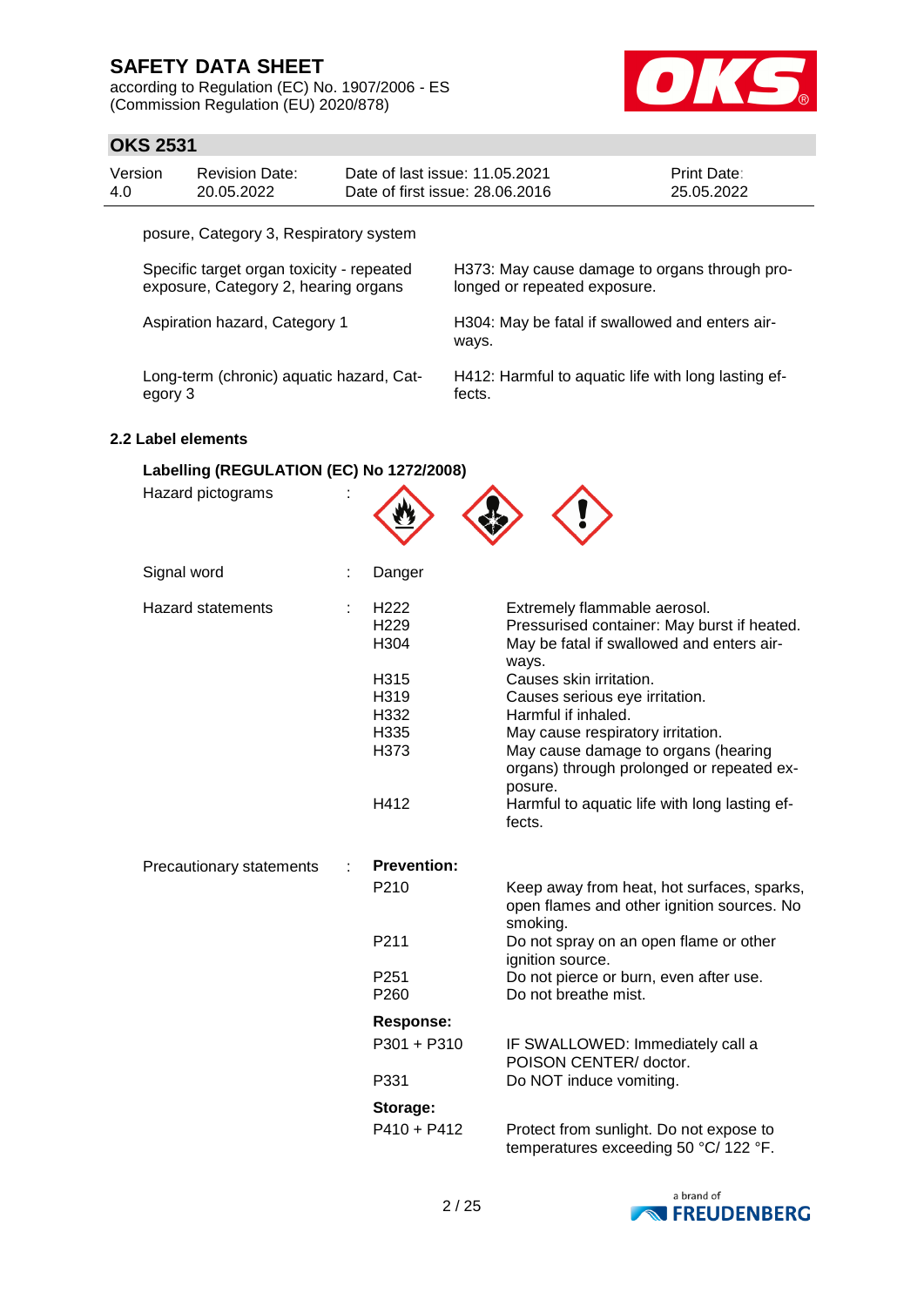posure, Category 3, Respiratory system

| | |
|---|---|
| Specific target organ toxicity - repeated exposure, Category 2, hearing organs | H373: May cause damage to organs through prolonged or repeated exposure. |
| Aspiration hazard, Category 1 | H304: May be fatal if swallowed and enters airways. |
| Long-term (chronic) aquatic hazard, Category 3 | H412: Harmful to aquatic life with long lasting effects. |

**2.2 Label elements**

**Labelling (REGULATION (EC) No 1272/2008)**

Hazard pictograms :

Signal word : Danger

Hazard statements :

| | |
|---|---|
| H222 | Extremely flammable aerosol. |
| H229 | Pressurised container: May burst if heated. |
| H304 | May be fatal if swallowed and enters airways. |
| H315 | Causes skin irritation. |
| H319 | Causes serious eye irritation. |
| H332 | Harmful if inhaled. |
| H335 | May cause respiratory irritation. |
| H373 | May cause damage to organs (hearing organs) through prolonged or repeated exposure. |
| H412 | Harmful to aquatic life with long lasting effects. |

Precautionary statements :

**Prevention:**

| | |
|---|---|
| P210 | Keep away from heat, hot surfaces, sparks, open flames and other ignition sources. No smoking. |
| P211 | Do not spray on an open flame or other ignition source. |
| P251 | Do not pierce or burn, even after use. |
| P260 | Do not breathe mist. |

**Response:**

| | |
|---|---|
| P301 + P310 | IF SWALLOWED: Immediately call a POISON CENTER/ doctor. |
| P331 | Do NOT induce vomiting. |

**Storage:**

| | |
|---|---|
| P410 + P412 | Protect from sunlight. Do not expose to temperatures exceeding 50 °C/ 122 °F. |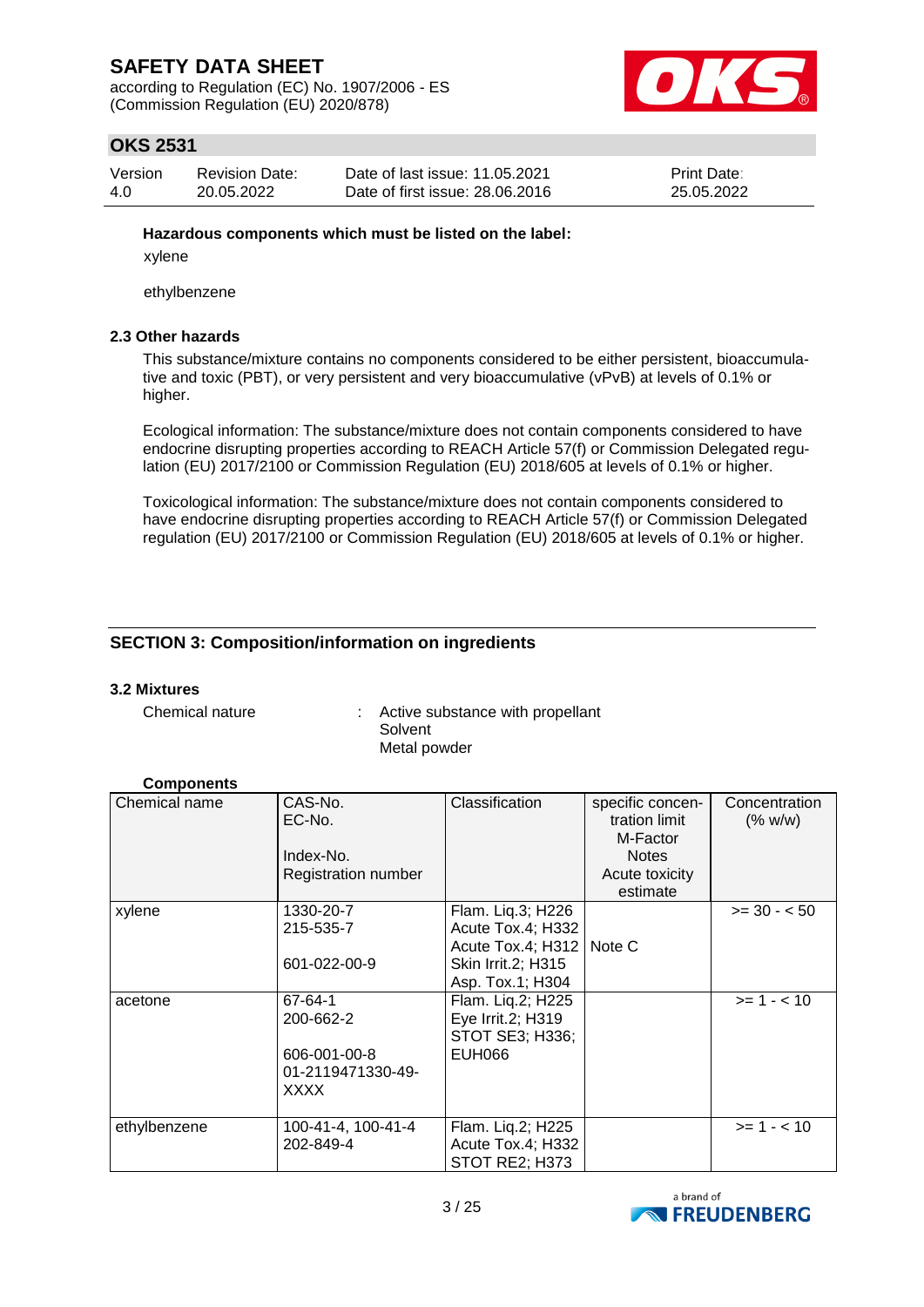**Hazardous components which must be listed on the label:**

xylene

ethylbenzene

### 2.3 Other hazards

This substance/mixture contains no components considered to be either persistent, bioaccumulative and toxic (PBT), or very persistent and very bioaccumulative (vPvB) at levels of 0.1% or higher.

Ecological information: The substance/mixture does not contain components considered to have endocrine disrupting properties according to REACH Article 57(f) or Commission Delegated regulation (EU) 2017/2100 or Commission Regulation (EU) 2018/605 at levels of 0.1% or higher.

Toxicological information: The substance/mixture does not contain components considered to have endocrine disrupting properties according to REACH Article 57(f) or Commission Delegated regulation (EU) 2017/2100 or Commission Regulation (EU) 2018/605 at levels of 0.1% or higher.

## SECTION 3: Composition/information on ingredients

### 3.2 Mixtures

Chemical nature : Active substance with propellant
Solvent
Metal powder

**Components**

| Chemical name | CAS-No.<br>EC-No.<br><br>Index-No.<br>Registration number | Classification | specific concentration limit<br>M-Factor<br>Notes<br>Acute toxicity estimate | Concentration (% w/w) |
|---|---|---|---|---|
| xylene | 1330-20-7<br>215-535-7<br><br>601-022-00-9 | Flam. Liq.3; H226<br>Acute Tox.4; H332<br>Acute Tox.4; H312<br>Skin Irrit.2; H315<br>Asp. Tox.1; H304 | Note C | >= 30 - < 50 |
| acetone | 67-64-1<br>200-662-2<br><br>606-001-00-8<br>01-2119471330-49-XXXX | Flam. Liq.2; H225<br>Eye Irrit.2; H319<br>STOT SE3; H336;<br>EUH066 | | >= 1 - < 10 |
| ethylbenzene | 100-41-4, 100-41-4<br>202-849-4 | Flam. Liq.2; H225<br>Acute Tox.4; H332<br>STOT RE2; H373 | | >= 1 - < 10 |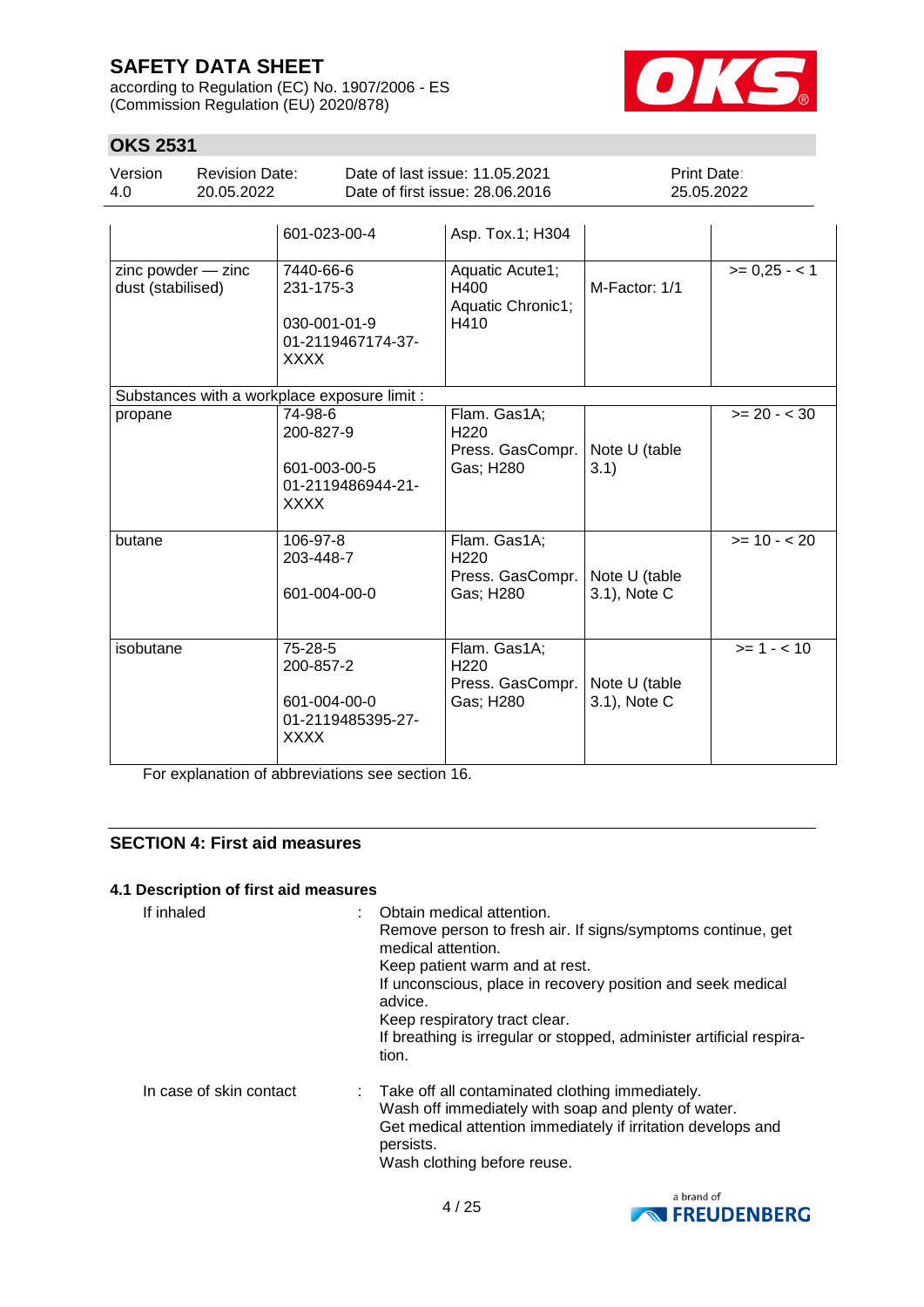| | | | | |
|---|---|---|---|---|
| | 601-023-00-4 | Asp. Tox.1; H304 | | |
| zinc powder — zinc dust (stabilised) | 7440-66-6<br>231-175-3<br><br>030-001-01-9<br>01-2119467174-37-XXXX | Aquatic Acute1; H400<br>Aquatic Chronic1; H410 | M-Factor: 1/1 | >= 0,25 - < 1 |
| Substances with a workplace exposure limit : | | | | |
| propane | 74-98-6<br>200-827-9<br><br>601-003-00-5<br>01-2119486944-21-XXXX | Flam. Gas1A; H220<br>Press. GasCompr. Gas; H280 | Note U (table 3.1) | >= 20 - < 30 |
| butane | 106-97-8<br>203-448-7<br><br>601-004-00-0 | Flam. Gas1A; H220<br>Press. GasCompr. Gas; H280 | Note U (table 3.1), Note C | >= 10 - < 20 |
| isobutane | 75-28-5<br>200-857-2<br><br>601-004-00-0<br>01-2119485395-27-XXXX | Flam. Gas1A; H220<br>Press. GasCompr. Gas; H280 | Note U (table 3.1), Note C | >= 1 - < 10 |

For explanation of abbreviations see section 16.

## SECTION 4: First aid measures

### 4.1 Description of first aid measures

If inhaled : Obtain medical attention.
Remove person to fresh air. If signs/symptoms continue, get medical attention.
Keep patient warm and at rest.
If unconscious, place in recovery position and seek medical advice.
Keep respiratory tract clear.
If breathing is irregular or stopped, administer artificial respiration.

In case of skin contact : Take off all contaminated clothing immediately.
Wash off immediately with soap and plenty of water.
Get medical attention immediately if irritation develops and persists.
Wash clothing before reuse.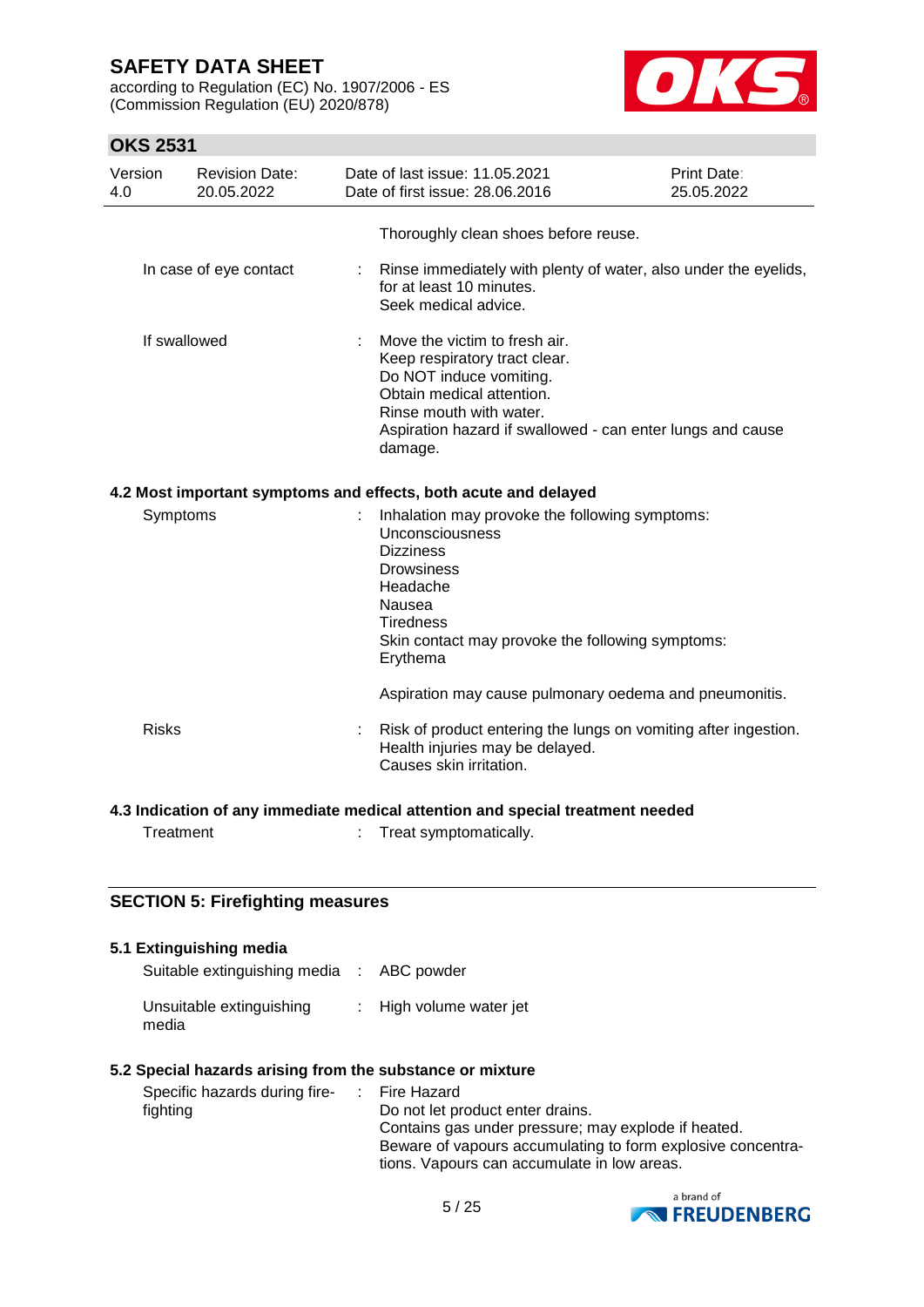|  |  |  |
|---|---|---|
|  |  | Thoroughly clean shoes before reuse. |
| In case of eye contact | : | Rinse immediately with plenty of water, also under the eyelids, for at least 10 minutes.<br>Seek medical advice. |
| If swallowed | : | Move the victim to fresh air.<br>Keep respiratory tract clear.<br>Do NOT induce vomiting.<br>Obtain medical attention.<br>Rinse mouth with water.<br>Aspiration hazard if swallowed - can enter lungs and cause damage. |

### 4.2 Most important symptoms and effects, both acute and delayed

|  |  |  |
|---|---|---|
| Symptoms | : | Inhalation may provoke the following symptoms:<br>Unconsciousness<br>Dizziness<br>Drowsiness<br>Headache<br>Nausea<br>Tiredness<br>Skin contact may provoke the following symptoms:<br>Erythema<br><br>Aspiration may cause pulmonary oedema and pneumonitis. |
| Risks | : | Risk of product entering the lungs on vomiting after ingestion.<br>Health injuries may be delayed.<br>Causes skin irritation. |

### 4.3 Indication of any immediate medical attention and special treatment needed

|  |  |  |
|---|---|---|
| Treatment | : | Treat symptomatically. |

## SECTION 5: Firefighting measures

### 5.1 Extinguishing media

|  |  |  |
|---|---|---|
| Suitable extinguishing media | : | ABC powder |
| Unsuitable extinguishing media | : | High volume water jet |

### 5.2 Special hazards arising from the substance or mixture

|  |  |  |
|---|---|---|
| Specific hazards during fire-fighting | : | Fire Hazard<br>Do not let product enter drains.<br>Contains gas under pressure; may explode if heated.<br>Beware of vapours accumulating to form explosive concentrations. Vapours can accumulate in low areas. |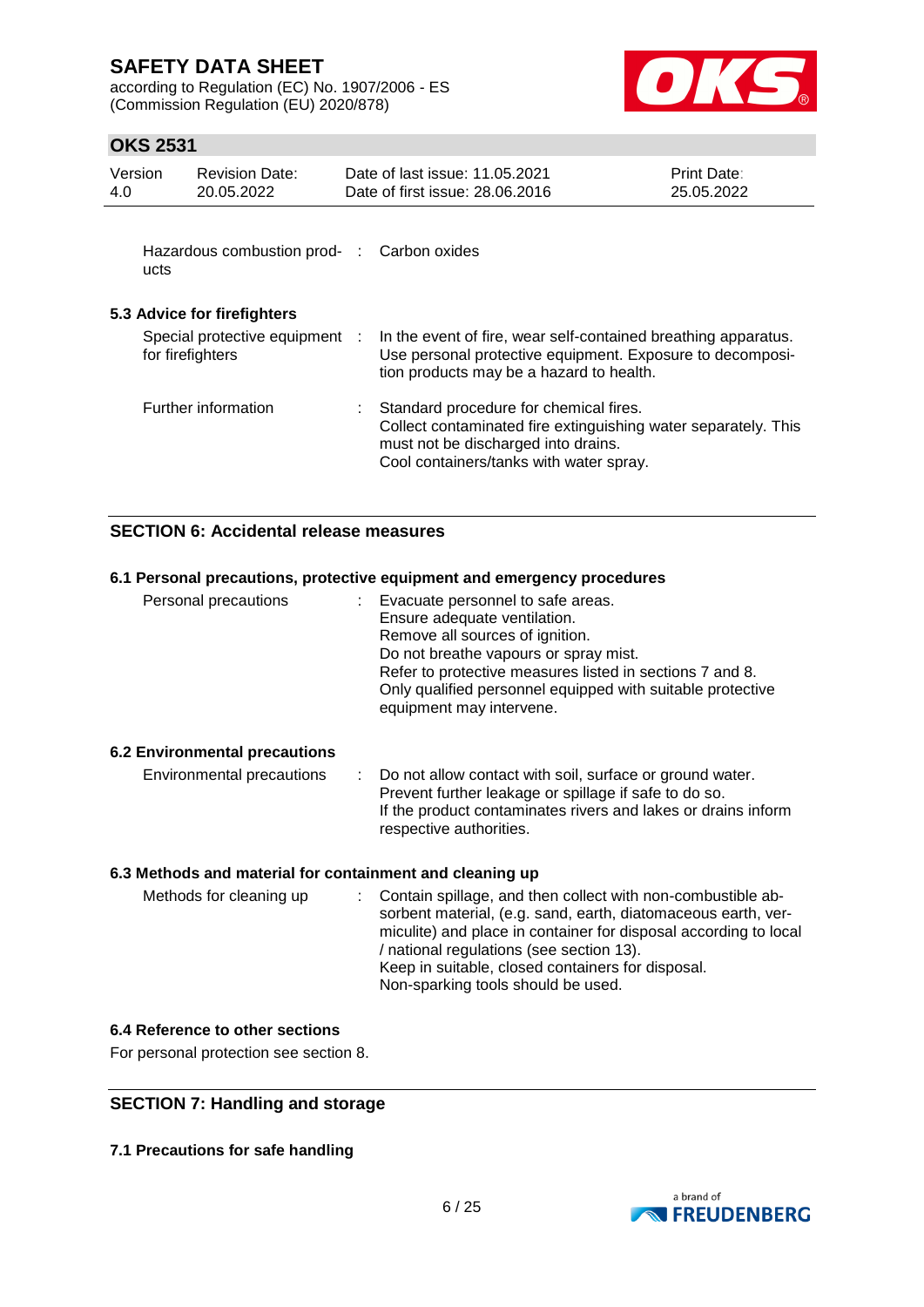| | | |
|---|---|---|
| Hazardous combustion products | : | Carbon oxides |

### 5.3 Advice for firefighters

| | | |
|---|---|---|
| Special protective equipment for firefighters | : | In the event of fire, wear self-contained breathing apparatus. Use personal protective equipment. Exposure to decomposition products may be a hazard to health. |
| Further information | : | Standard procedure for chemical fires.<br>Collect contaminated fire extinguishing water separately. This must not be discharged into drains.<br>Cool containers/tanks with water spray. |

## SECTION 6: Accidental release measures

### 6.1 Personal precautions, protective equipment and emergency procedures

| | | |
|---|---|---|
| Personal precautions | : | Evacuate personnel to safe areas.<br>Ensure adequate ventilation.<br>Remove all sources of ignition.<br>Do not breathe vapours or spray mist.<br>Refer to protective measures listed in sections 7 and 8.<br>Only qualified personnel equipped with suitable protective equipment may intervene. |

### 6.2 Environmental precautions

| | | |
|---|---|---|
| Environmental precautions | : | Do not allow contact with soil, surface or ground water.<br>Prevent further leakage or spillage if safe to do so.<br>If the product contaminates rivers and lakes or drains inform respective authorities. |

### 6.3 Methods and material for containment and cleaning up

| | | |
|---|---|---|
| Methods for cleaning up | : | Contain spillage, and then collect with non-combustible absorbent material, (e.g. sand, earth, diatomaceous earth, vermiculite) and place in container for disposal according to local / national regulations (see section 13).<br>Keep in suitable, closed containers for disposal.<br>Non-sparking tools should be used. |

### 6.4 Reference to other sections

For personal protection see section 8.

## SECTION 7: Handling and storage

### 7.1 Precautions for safe handling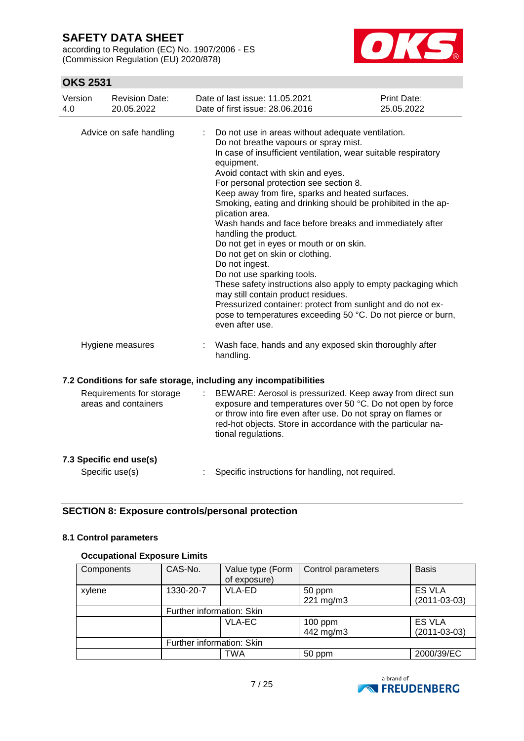Advice on safe handling : Do not use in areas without adequate ventilation.
Do not breathe vapours or spray mist.
In case of insufficient ventilation, wear suitable respiratory equipment.
Avoid contact with skin and eyes.
For personal protection see section 8.
Keep away from fire, sparks and heated surfaces.
Smoking, eating and drinking should be prohibited in the application area.
Wash hands and face before breaks and immediately after handling the product.
Do not get in eyes or mouth or on skin.
Do not get on skin or clothing.
Do not ingest.
Do not use sparking tools.
These safety instructions also apply to empty packaging which may still contain product residues.
Pressurized container: protect from sunlight and do not expose to temperatures exceeding 50 °C. Do not pierce or burn, even after use.

Hygiene measures : Wash face, hands and any exposed skin thoroughly after handling.

### 7.2 Conditions for safe storage, including any incompatibilities

Requirements for storage areas and containers : BEWARE: Aerosol is pressurized. Keep away from direct sun exposure and temperatures over 50 °C. Do not open by force or throw into fire even after use. Do not spray on flames or red-hot objects. Store in accordance with the particular national regulations.

### 7.3 Specific end use(s)

Specific use(s) : Specific instructions for handling, not required.

## SECTION 8: Exposure controls/personal protection

### 8.1 Control parameters

#### Occupational Exposure Limits

| Components | CAS-No. | Value type (Form of exposure) | Control parameters | Basis |
|---|---|---|---|---|
| xylene | 1330-20-7 | VLA-ED | 50 ppm<br>221 mg/m3 | ES VLA (2011-03-03) |
| | Further information: Skin | | | |
| | | VLA-EC | 100 ppm<br>442 mg/m3 | ES VLA (2011-03-03) |
| | Further information: Skin | | | |
| | | TWA | 50 ppm | 2000/39/EC |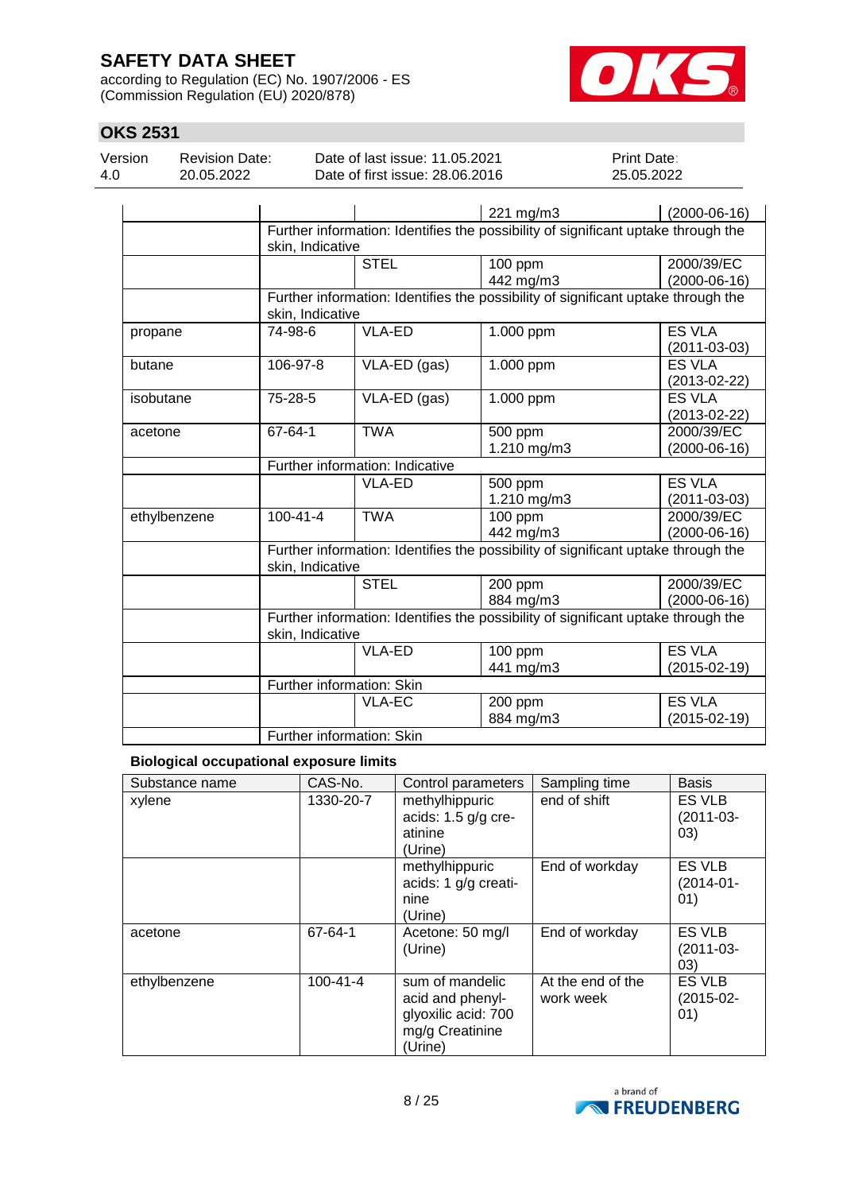| | | | 221 mg/m3 | (2000-06-16) |
|---|---|---|---|---|
| | Further information: Identifies the possibility of significant uptake through the skin, Indicative | | | |
| | | STEL | 100 ppm<br>442 mg/m3 | 2000/39/EC<br>(2000-06-16) |
| | Further information: Identifies the possibility of significant uptake through the skin, Indicative | | | |
| propane | 74-98-6 | VLA-ED | 1.000 ppm | ES VLA<br>(2011-03-03) |
| butane | 106-97-8 | VLA-ED (gas) | 1.000 ppm | ES VLA<br>(2013-02-22) |
| isobutane | 75-28-5 | VLA-ED (gas) | 1.000 ppm | ES VLA<br>(2013-02-22) |
| acetone | 67-64-1 | TWA | 500 ppm<br>1.210 mg/m3 | 2000/39/EC<br>(2000-06-16) |
| | Further information: Indicative | | | |
| | | VLA-ED | 500 ppm<br>1.210 mg/m3 | ES VLA<br>(2011-03-03) |
| ethylbenzene | 100-41-4 | TWA | 100 ppm<br>442 mg/m3 | 2000/39/EC<br>(2000-06-16) |
| | Further information: Identifies the possibility of significant uptake through the skin, Indicative | | | |
| | | STEL | 200 ppm<br>884 mg/m3 | 2000/39/EC<br>(2000-06-16) |
| | Further information: Identifies the possibility of significant uptake through the skin, Indicative | | | |
| | | VLA-ED | 100 ppm<br>441 mg/m3 | ES VLA<br>(2015-02-19) |
| | Further information: Skin | | | |
| | | VLA-EC | 200 ppm<br>884 mg/m3 | ES VLA<br>(2015-02-19) |
| | Further information: Skin | | | |

**Biological occupational exposure limits**

| Substance name | CAS-No. | Control parameters | Sampling time | Basis |
|---|---|---|---|---|
| xylene | 1330-20-7 | methylhippuric acids: 1.5 g/g creatinine (Urine) | end of shift | ES VLB (2011-03-03) |
| | | methylhippuric acids: 1 g/g creatinine (Urine) | End of workday | ES VLB (2014-01-01) |
| acetone | 67-64-1 | Acetone: 50 mg/l (Urine) | End of workday | ES VLB (2011-03-03) |
| ethylbenzene | 100-41-4 | sum of mandelic acid and phenylglyoxilic acid: 700 mg/g Creatinine (Urine) | At the end of the work week | ES VLB (2015-02-01) |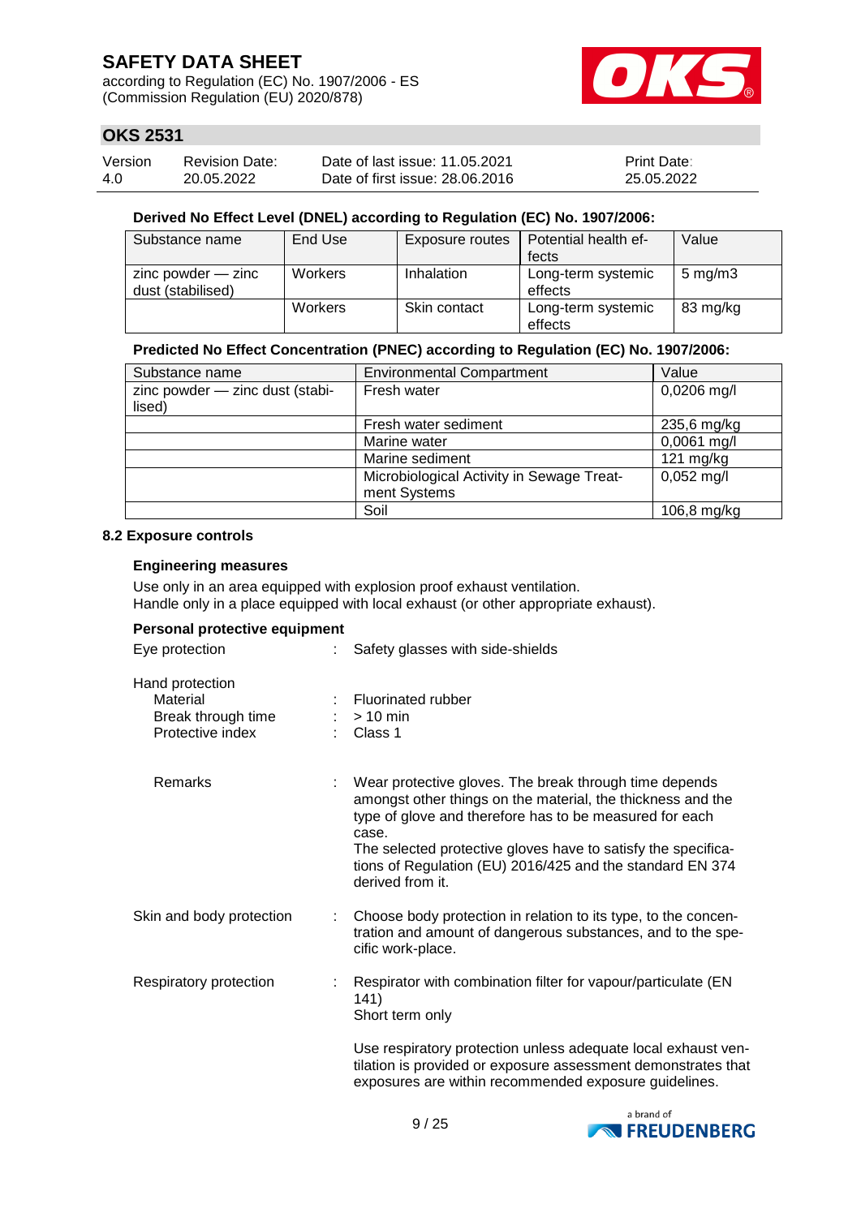**Derived No Effect Level (DNEL) according to Regulation (EC) No. 1907/2006:**

| Substance name | End Use | Exposure routes | Potential health effects | Value |
|---|---|---|---|---|
| zinc powder — zinc dust (stabilised) | Workers | Inhalation | Long-term systemic effects | 5 mg/m3 |
| | Workers | Skin contact | Long-term systemic effects | 83 mg/kg |

**Predicted No Effect Concentration (PNEC) according to Regulation (EC) No. 1907/2006:**

| Substance name | Environmental Compartment | Value |
|---|---|---|
| zinc powder — zinc dust (stabilised) | Fresh water | 0,0206 mg/l |
| | Fresh water sediment | 235,6 mg/kg |
| | Marine water | 0,0061 mg/l |
| | Marine sediment | 121 mg/kg |
| | Microbiological Activity in Sewage Treatment Systems | 0,052 mg/l |
| | Soil | 106,8 mg/kg |

**8.2 Exposure controls**

**Engineering measures**

Use only in an area equipped with explosion proof exhaust ventilation.
Handle only in a place equipped with local exhaust (or other appropriate exhaust).

**Personal protective equipment**

Eye protection : Safety glasses with side-shields

Hand protection
- Material : Fluorinated rubber
- Break through time : > 10 min
- Protective index : Class 1

Remarks : Wear protective gloves. The break through time depends amongst other things on the material, the thickness and the type of glove and therefore has to be measured for each case.
The selected protective gloves have to satisfy the specifications of Regulation (EU) 2016/425 and the standard EN 374 derived from it.

Skin and body protection : Choose body protection in relation to its type, to the concentration and amount of dangerous substances, and to the specific work-place.

Respiratory protection : Respirator with combination filter for vapour/particulate (EN 141)
Short term only

Use respiratory protection unless adequate local exhaust ventilation is provided or exposure assessment demonstrates that exposures are within recommended exposure guidelines.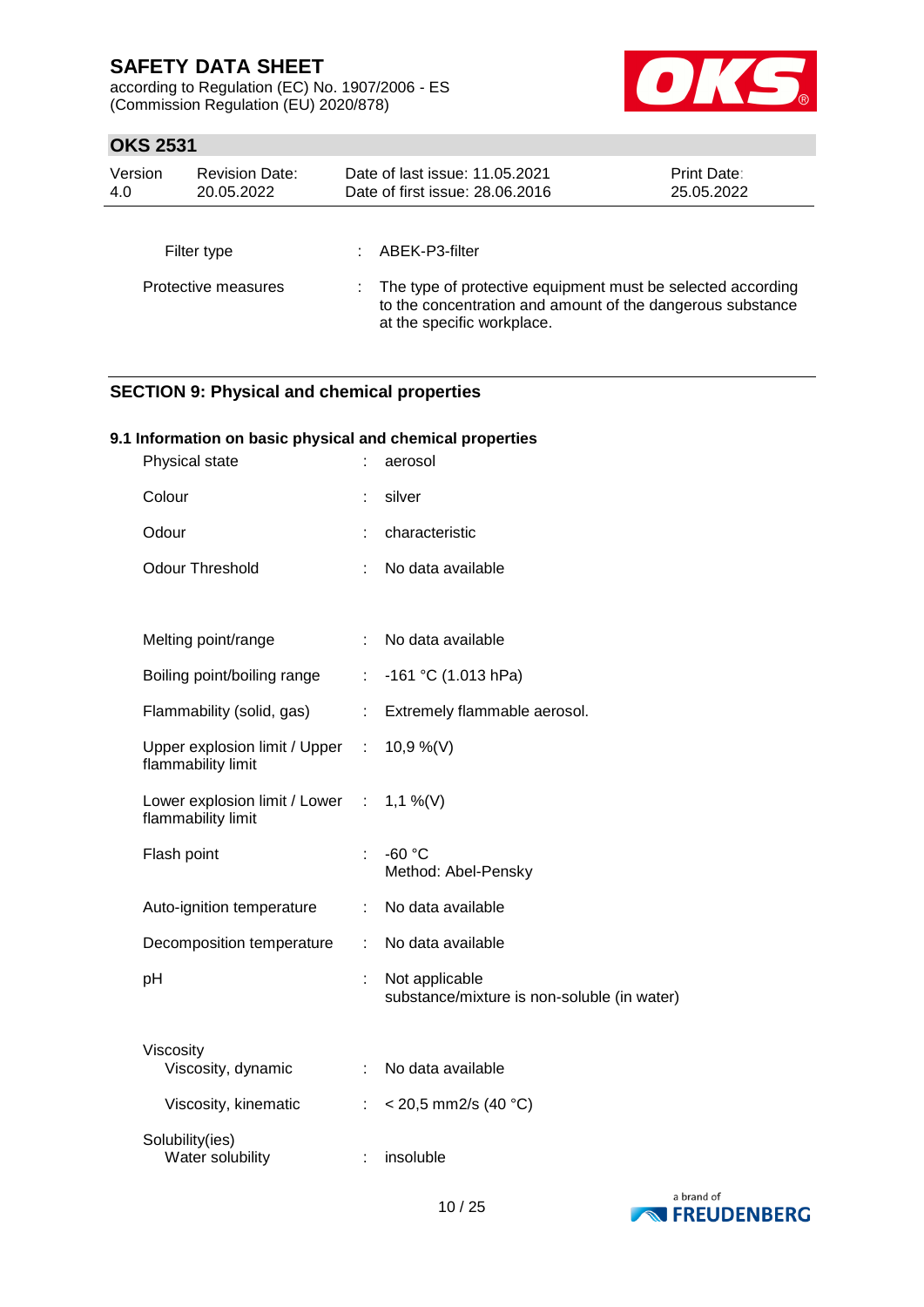| | | |
|---|---|---|
| Filter type | : | ABEK-P3-filter |
| Protective measures | : | The type of protective equipment must be selected according to the concentration and amount of the dangerous substance at the specific workplace. |

## SECTION 9: Physical and chemical properties

### 9.1 Information on basic physical and chemical properties

| | | |
|---|---|---|
| Physical state | : | aerosol |
| Colour | : | silver |
| Odour | : | characteristic |
| Odour Threshold | : | No data available |
| Melting point/range | : | No data available |
| Boiling point/boiling range | : | -161 °C (1.013 hPa) |
| Flammability (solid, gas) | : | Extremely flammable aerosol. |
| Upper explosion limit / Upper flammability limit | : | 10,9 %(V) |
| Lower explosion limit / Lower flammability limit | : | 1,1 %(V) |
| Flash point | : | -60 °C<br>Method: Abel-Pensky |
| Auto-ignition temperature | : | No data available |
| Decomposition temperature | : | No data available |
| pH | : | Not applicable<br>substance/mixture is non-soluble (in water) |
| Viscosity | | |
| Viscosity, dynamic | : | No data available |
| Viscosity, kinematic | : | < 20,5 mm2/s (40 °C) |
| Solubility(ies) | | |
| Water solubility | : | insoluble |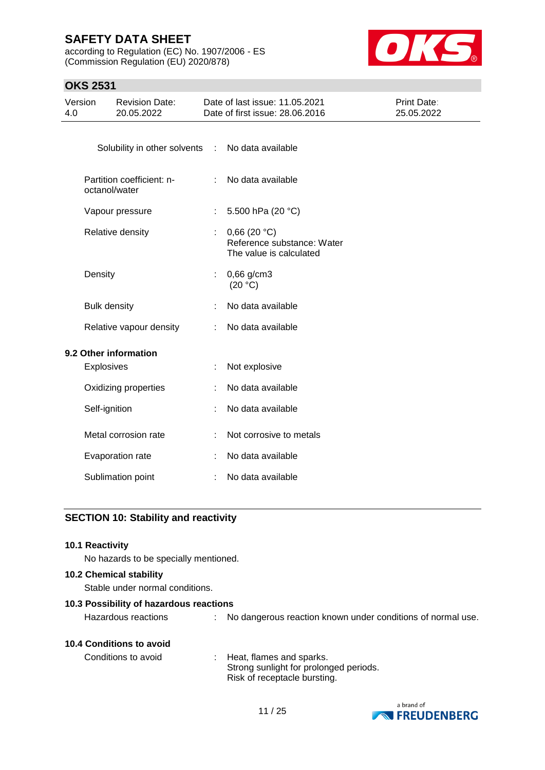| | | |
|---|---|---|
| Solubility in other solvents | : | No data available |
| Partition coefficient: n-octanol/water | : | No data available |
| Vapour pressure | : | 5.500 hPa (20 °C) |
| Relative density | : | 0,66 (20 °C)<br>Reference substance: Water<br>The value is calculated |
| Density | : | 0,66 g/cm3<br>(20 °C) |
| Bulk density | : | No data available |
| Relative vapour density | : | No data available |

**9.2 Other information**

| | | |
|---|---|---|
| Explosives | : | Not explosive |
| Oxidizing properties | : | No data available |
| Self-ignition | : | No data available |
| Metal corrosion rate | : | Not corrosive to metals |
| Evaporation rate | : | No data available |
| Sublimation point | : | No data available |

## SECTION 10: Stability and reactivity

**10.1 Reactivity**

No hazards to be specially mentioned.

**10.2 Chemical stability**

Stable under normal conditions.

**10.3 Possibility of hazardous reactions**

Hazardous reactions : No dangerous reaction known under conditions of normal use.

**10.4 Conditions to avoid**

Conditions to avoid : Heat, flames and sparks.
Strong sunlight for prolonged periods.
Risk of receptacle bursting.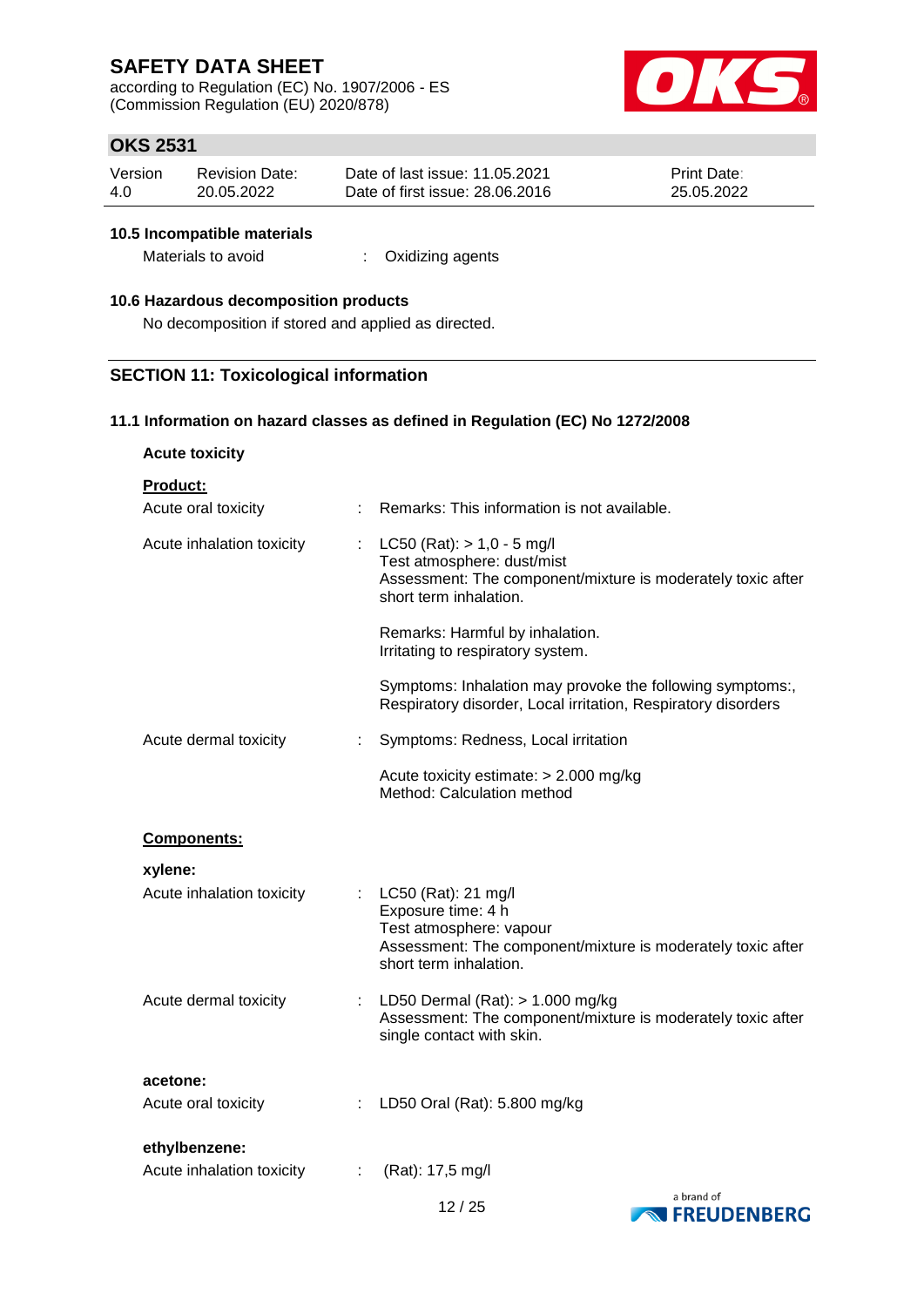### 10.5 Incompatible materials

Materials to avoid : Oxidizing agents

### 10.6 Hazardous decomposition products

No decomposition if stored and applied as directed.

## SECTION 11: Toxicological information

### 11.1 Information on hazard classes as defined in Regulation (EC) No 1272/2008

**Acute toxicity**

**Product:**

Acute oral toxicity : Remarks: This information is not available.

Acute inhalation toxicity : LC50 (Rat): > 1,0 - 5 mg/l
Test atmosphere: dust/mist
Assessment: The component/mixture is moderately toxic after short term inhalation.

Remarks: Harmful by inhalation.
Irritating to respiratory system.

Symptoms: Inhalation may provoke the following symptoms:, Respiratory disorder, Local irritation, Respiratory disorders

Acute dermal toxicity : Symptoms: Redness, Local irritation

Acute toxicity estimate: > 2.000 mg/kg
Method: Calculation method

**Components:**

**xylene:**

Acute inhalation toxicity : LC50 (Rat): 21 mg/l
Exposure time: 4 h
Test atmosphere: vapour
Assessment: The component/mixture is moderately toxic after short term inhalation.

Acute dermal toxicity : LD50 Dermal (Rat): > 1.000 mg/kg
Assessment: The component/mixture is moderately toxic after single contact with skin.

**acetone:**

Acute oral toxicity : LD50 Oral (Rat): 5.800 mg/kg

**ethylbenzene:**

Acute inhalation toxicity : (Rat): 17,5 mg/l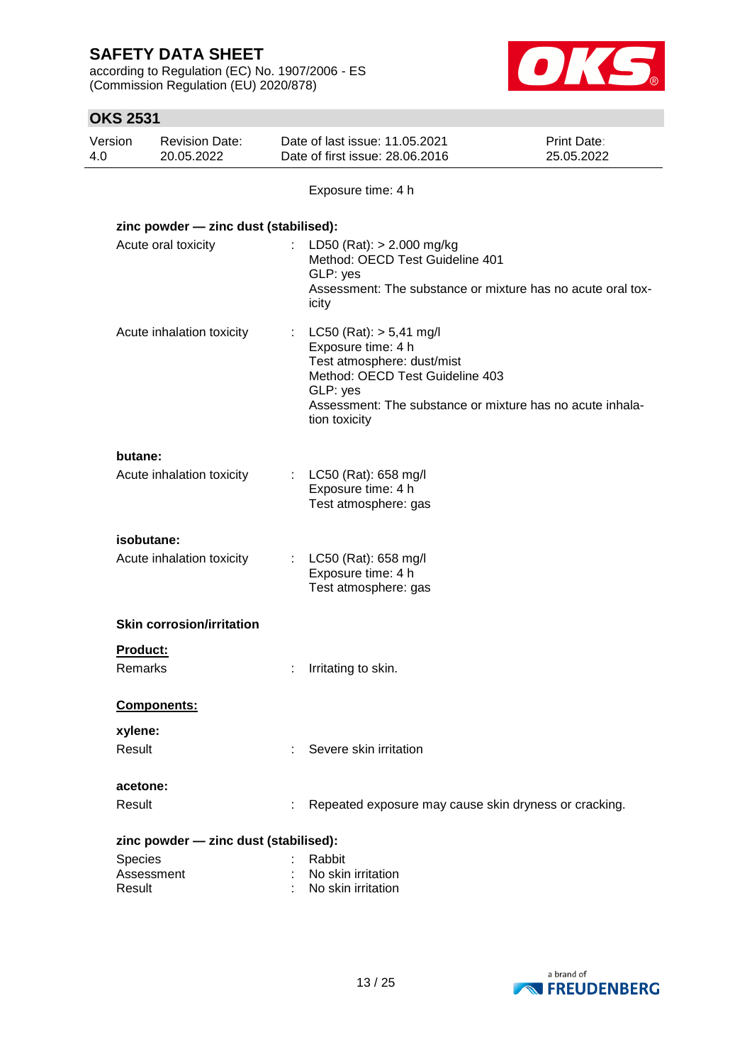Exposure time: 4 h

**zinc powder — zinc dust (stabilised):**

Acute oral toxicity : LD50 (Rat): > 2.000 mg/kg
Method: OECD Test Guideline 401
GLP: yes
Assessment: The substance or mixture has no acute oral toxicity

Acute inhalation toxicity : LC50 (Rat): > 5,41 mg/l
Exposure time: 4 h
Test atmosphere: dust/mist
Method: OECD Test Guideline 403
GLP: yes
Assessment: The substance or mixture has no acute inhalation toxicity

**butane:**

Acute inhalation toxicity : LC50 (Rat): 658 mg/l
Exposure time: 4 h
Test atmosphere: gas

**isobutane:**

Acute inhalation toxicity : LC50 (Rat): 658 mg/l
Exposure time: 4 h
Test atmosphere: gas

**Skin corrosion/irritation**

**Product:**

Remarks : Irritating to skin.

**Components:**

**xylene:**

Result : Severe skin irritation

**acetone:**

Result : Repeated exposure may cause skin dryness or cracking.

**zinc powder — zinc dust (stabilised):**

Species : Rabbit
Assessment : No skin irritation
Result : No skin irritation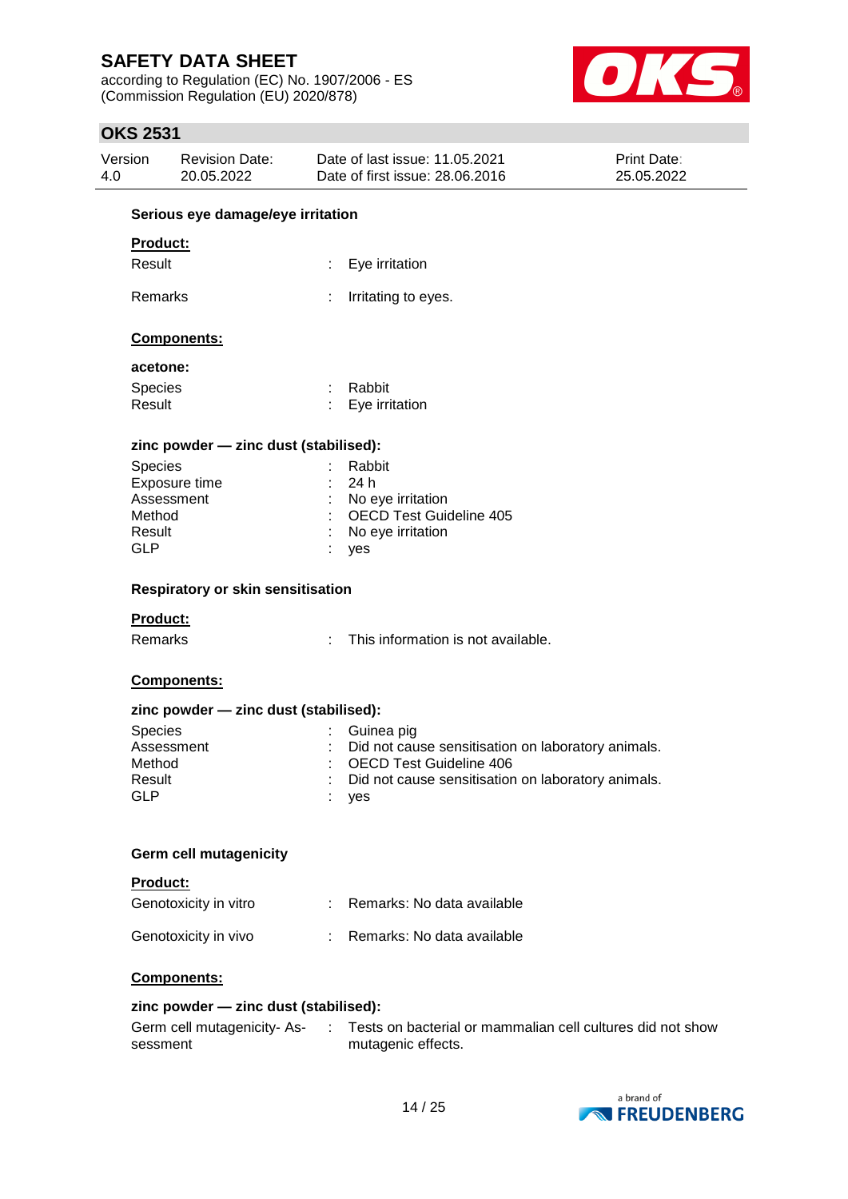### Serious eye damage/eye irritation

**Product:**

| | | |
|---|---|---|
| Result | : | Eye irritation |
| Remarks | : | Irritating to eyes. |

**Components:**

**acetone:**

| | | |
|---|---|---|
| Species | : | Rabbit |
| Result | : | Eye irritation |

**zinc powder — zinc dust (stabilised):**

| | | |
|---|---|---|
| Species | : | Rabbit |
| Exposure time | : | 24 h |
| Assessment | : | No eye irritation |
| Method | : | OECD Test Guideline 405 |
| Result | : | No eye irritation |
| GLP | : | yes |

### Respiratory or skin sensitisation

**Product:**

| | | |
|---|---|---|
| Remarks | : | This information is not available. |

**Components:**

**zinc powder — zinc dust (stabilised):**

| | | |
|---|---|---|
| Species | : | Guinea pig |
| Assessment | : | Did not cause sensitisation on laboratory animals. |
| Method | : | OECD Test Guideline 406 |
| Result | : | Did not cause sensitisation on laboratory animals. |
| GLP | : | yes |

### Germ cell mutagenicity

**Product:**

| | | |
|---|---|---|
| Genotoxicity in vitro | : | Remarks: No data available |
| Genotoxicity in vivo | : | Remarks: No data available |

**Components:**

**zinc powder — zinc dust (stabilised):**

| | | |
|---|---|---|
| Germ cell mutagenicity- Assessment | : | Tests on bacterial or mammalian cell cultures did not show mutagenic effects. |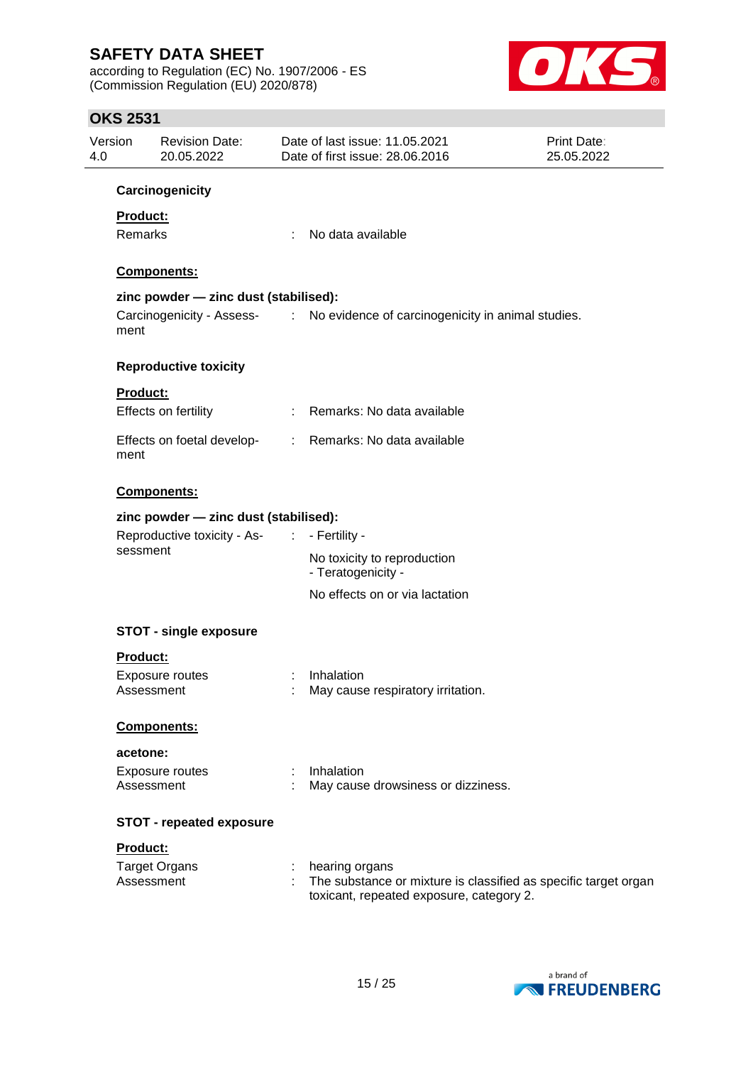**Carcinogenicity**

**Product:**

Remarks : No data available

**Components:**

**zinc powder — zinc dust (stabilised):**

Carcinogenicity - Assessment : No evidence of carcinogenicity in animal studies.

**Reproductive toxicity**

**Product:**

Effects on fertility : Remarks: No data available

Effects on foetal development : Remarks: No data available

**Components:**

**zinc powder — zinc dust (stabilised):**

Reproductive toxicity - Assessment : - Fertility -

No toxicity to reproduction
- Teratogenicity -

No effects on or via lactation

**STOT - single exposure**

**Product:**

Exposure routes : Inhalation
Assessment : May cause respiratory irritation.

**Components:**

**acetone:**

Exposure routes : Inhalation
Assessment : May cause drowsiness or dizziness.

**STOT - repeated exposure**

**Product:**

Target Organs : hearing organs
Assessment : The substance or mixture is classified as specific target organ toxicant, repeated exposure, category 2.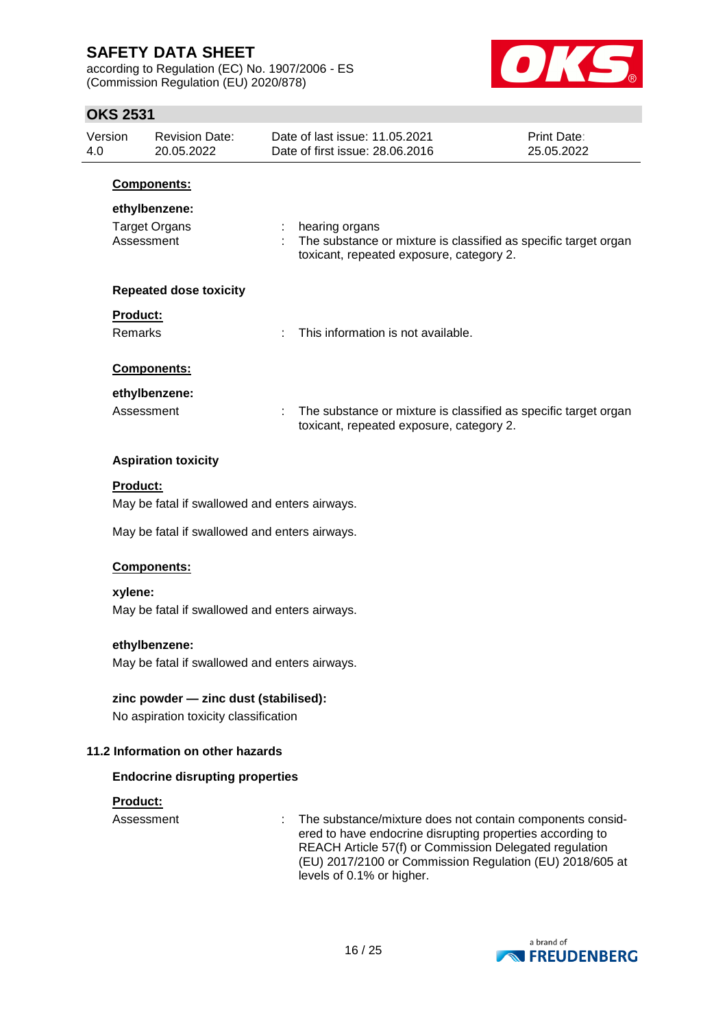**Components:**

**ethylbenzene:**

Target Organs : hearing organs

Assessment : The substance or mixture is classified as specific target organ toxicant, repeated exposure, category 2.

**Repeated dose toxicity**

**Product:**

Remarks : This information is not available.

**Components:**

**ethylbenzene:**

Assessment : The substance or mixture is classified as specific target organ toxicant, repeated exposure, category 2.

**Aspiration toxicity**

**Product:**

May be fatal if swallowed and enters airways.

May be fatal if swallowed and enters airways.

**Components:**

**xylene:**

May be fatal if swallowed and enters airways.

**ethylbenzene:**

May be fatal if swallowed and enters airways.

**zinc powder — zinc dust (stabilised):**

No aspiration toxicity classification

### 11.2 Information on other hazards

**Endocrine disrupting properties**

**Product:**

Assessment : The substance/mixture does not contain components considered to have endocrine disrupting properties according to REACH Article 57(f) or Commission Delegated regulation (EU) 2017/2100 or Commission Regulation (EU) 2018/605 at levels of 0.1% or higher.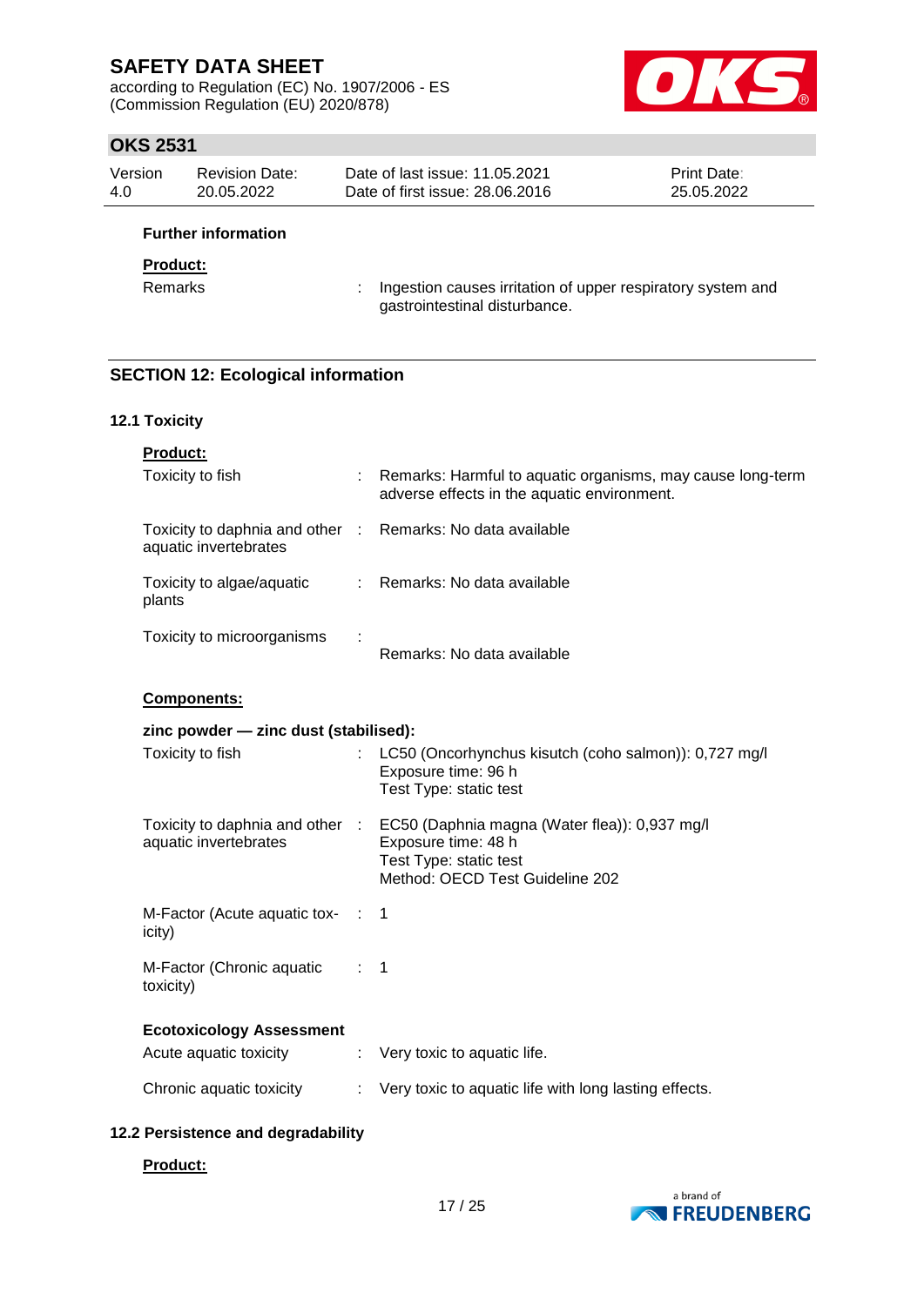**Further information**

**Product:**

| | | |
|---|---|---|
| Remarks | : | Ingestion causes irritation of upper respiratory system and gastrointestinal disturbance. |

## SECTION 12: Ecological information

### 12.1 Toxicity

**Product:**

| | | |
|---|---|---|
| Toxicity to fish | : | Remarks: Harmful to aquatic organisms, may cause long-term adverse effects in the aquatic environment. |
| Toxicity to daphnia and other aquatic invertebrates | : | Remarks: No data available |
| Toxicity to algae/aquatic plants | : | Remarks: No data available |
| Toxicity to microorganisms | : | Remarks: No data available |

**Components:**

**zinc powder — zinc dust (stabilised):**

| | | |
|---|---|---|
| Toxicity to fish | : | LC50 (Oncorhynchus kisutch (coho salmon)): 0,727 mg/l<br>Exposure time: 96 h<br>Test Type: static test |
| Toxicity to daphnia and other aquatic invertebrates | : | EC50 (Daphnia magna (Water flea)): 0,937 mg/l<br>Exposure time: 48 h<br>Test Type: static test<br>Method: OECD Test Guideline 202 |
| M-Factor (Acute aquatic toxicity) | : | 1 |
| M-Factor (Chronic aquatic toxicity) | : | 1 |

**Ecotoxicology Assessment**

| | | |
|---|---|---|
| Acute aquatic toxicity | : | Very toxic to aquatic life. |
| Chronic aquatic toxicity | : | Very toxic to aquatic life with long lasting effects. |

### 12.2 Persistence and degradability

**Product:**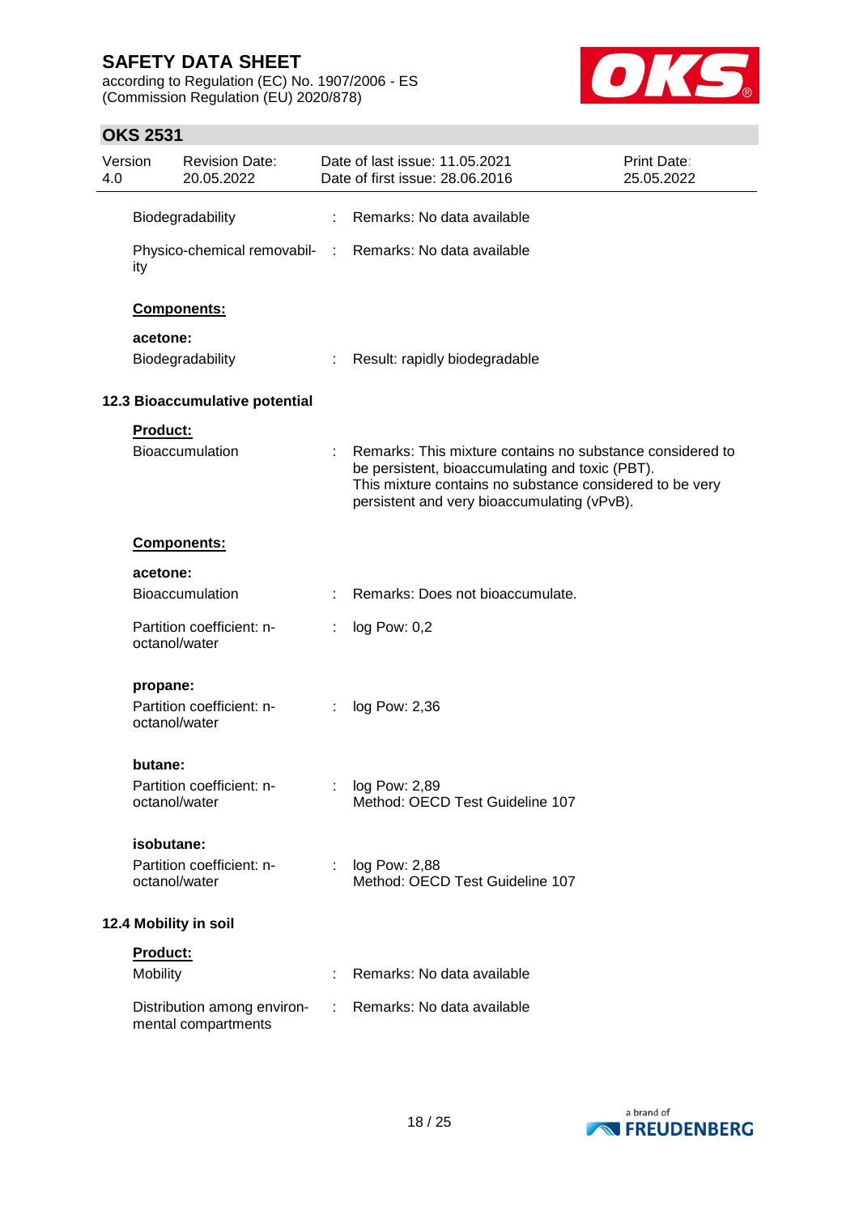Biodegradability : Remarks: No data available

Physico-chemical removability : Remarks: No data available

**Components:**

**acetone:**

Biodegradability : Result: rapidly biodegradable

### 12.3 Bioaccumulative potential

**Product:**

Bioaccumulation : Remarks: This mixture contains no substance considered to be persistent, bioaccumulating and toxic (PBT).
This mixture contains no substance considered to be very persistent and very bioaccumulating (vPvB).

**Components:**

**acetone:**

Bioaccumulation : Remarks: Does not bioaccumulate.

Partition coefficient: n-octanol/water : log Pow: 0,2

**propane:**

Partition coefficient: n-octanol/water : log Pow: 2,36

**butane:**

Partition coefficient: n-octanol/water : log Pow: 2,89
Method: OECD Test Guideline 107

**isobutane:**

Partition coefficient: n-octanol/water : log Pow: 2,88
Method: OECD Test Guideline 107

### 12.4 Mobility in soil

**Product:**

Mobility : Remarks: No data available

Distribution among environmental compartments : Remarks: No data available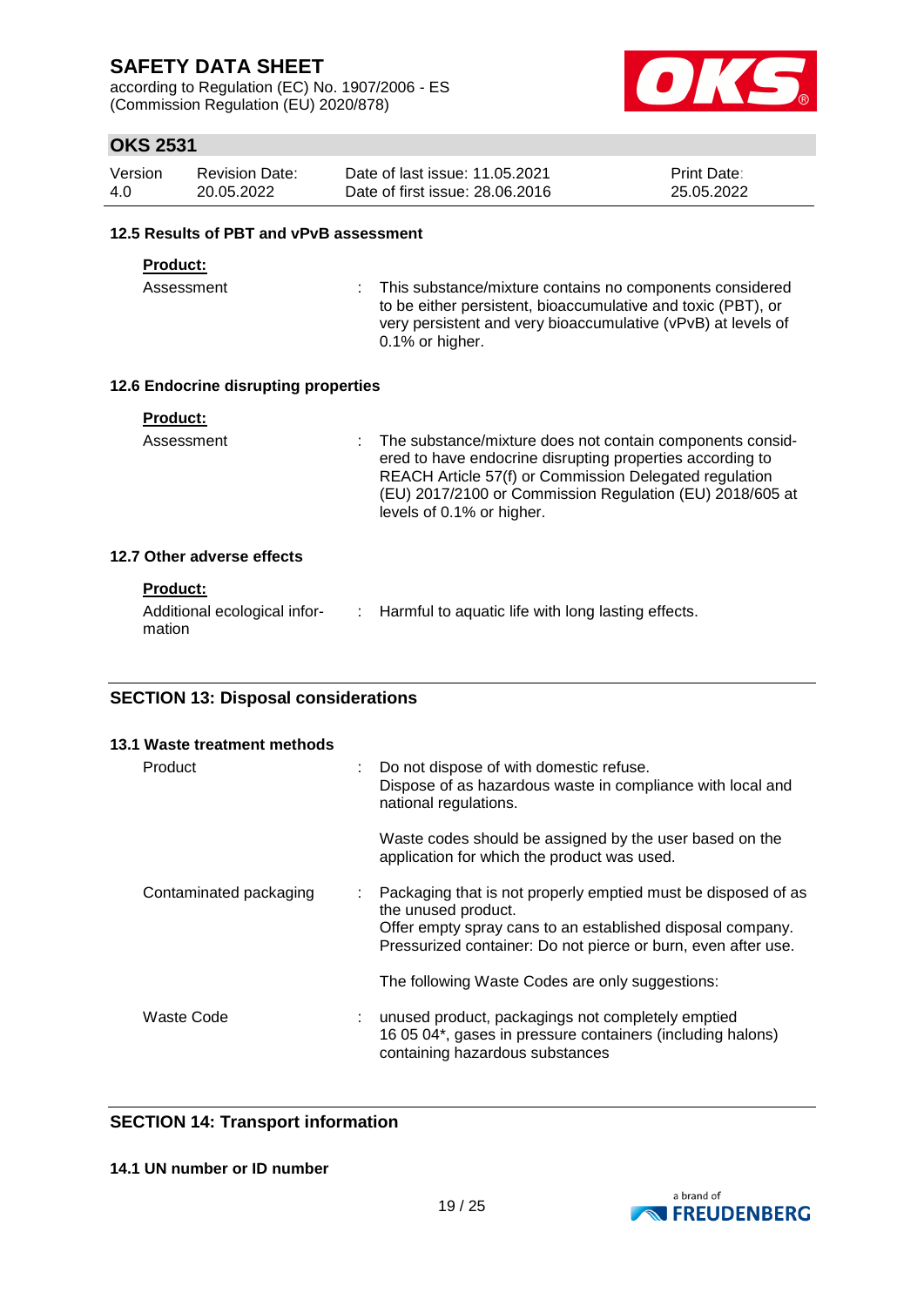### 12.5 Results of PBT and vPvB assessment

**Product:**

| | |
|---|---|
| Assessment | : This substance/mixture contains no components considered to be either persistent, bioaccumulative and toxic (PBT), or very persistent and very bioaccumulative (vPvB) at levels of 0.1% or higher. |

### 12.6 Endocrine disrupting properties

**Product:**

| | |
|---|---|
| Assessment | : The substance/mixture does not contain components considered to have endocrine disrupting properties according to REACH Article 57(f) or Commission Delegated regulation (EU) 2017/2100 or Commission Regulation (EU) 2018/605 at levels of 0.1% or higher. |

### 12.7 Other adverse effects

**Product:**

| | |
|---|---|
| Additional ecological information | : Harmful to aquatic life with long lasting effects. |

## SECTION 13: Disposal considerations

### 13.1 Waste treatment methods

| | |
|---|---|
| Product | : Do not dispose of with domestic refuse.<br>Dispose of as hazardous waste in compliance with local and national regulations.<br><br>Waste codes should be assigned by the user based on the application for which the product was used. |
| Contaminated packaging | : Packaging that is not properly emptied must be disposed of as the unused product.<br>Offer empty spray cans to an established disposal company.<br>Pressurized container: Do not pierce or burn, even after use.<br><br>The following Waste Codes are only suggestions: |
| Waste Code | : unused product, packagings not completely emptied<br>16 05 04*, gases in pressure containers (including halons) containing hazardous substances |

## SECTION 14: Transport information

### 14.1 UN number or ID number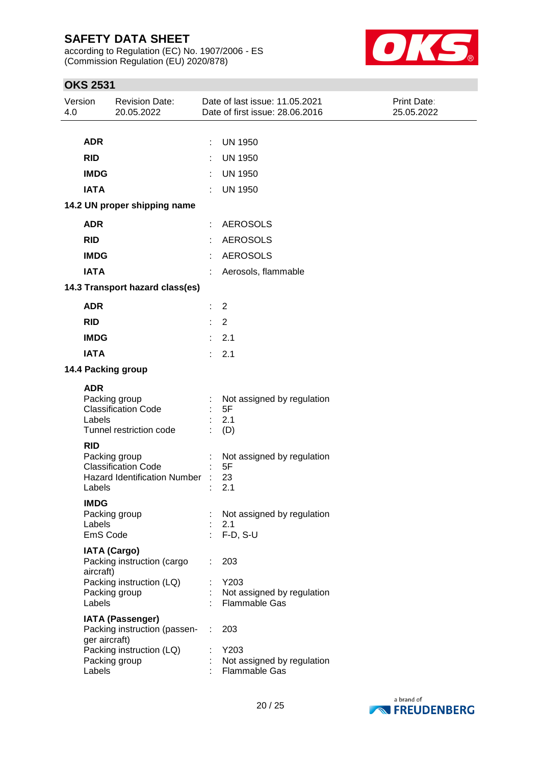| | | |
|---|---|---|
| **ADR** | : | UN 1950 |
| **RID** | : | UN 1950 |
| **IMDG** | : | UN 1950 |
| **IATA** | : | UN 1950 |

**14.2 UN proper shipping name**

| | | |
|---|---|---|
| **ADR** | : | AEROSOLS |
| **RID** | : | AEROSOLS |
| **IMDG** | : | AEROSOLS |
| **IATA** | : | Aerosols, flammable |

**14.3 Transport hazard class(es)**

| | | |
|---|---|---|
| **ADR** | : | 2 |
| **RID** | : | 2 |
| **IMDG** | : | 2.1 |
| **IATA** | : | 2.1 |

**14.4 Packing group**

**ADR**

| | | |
|---|---|---|
| Packing group | : | Not assigned by regulation |
| Classification Code | : | 5F |
| Labels | : | 2.1 |
| Tunnel restriction code | : | (D) |

**RID**

| | | |
|---|---|---|
| Packing group | : | Not assigned by regulation |
| Classification Code | : | 5F |
| Hazard Identification Number | : | 23 |
| Labels | : | 2.1 |

**IMDG**

| | | |
|---|---|---|
| Packing group | : | Not assigned by regulation |
| Labels | : | 2.1 |
| EmS Code | : | F-D, S-U |

**IATA (Cargo)**

| | | |
|---|---|---|
| Packing instruction (cargo aircraft) | : | 203 |
| Packing instruction (LQ) | : | Y203 |
| Packing group | : | Not assigned by regulation |
| Labels | : | Flammable Gas |

**IATA (Passenger)**

| | | |
|---|---|---|
| Packing instruction (passenger aircraft) | : | 203 |
| Packing instruction (LQ) | : | Y203 |
| Packing group | : | Not assigned by regulation |
| Labels | : | Flammable Gas |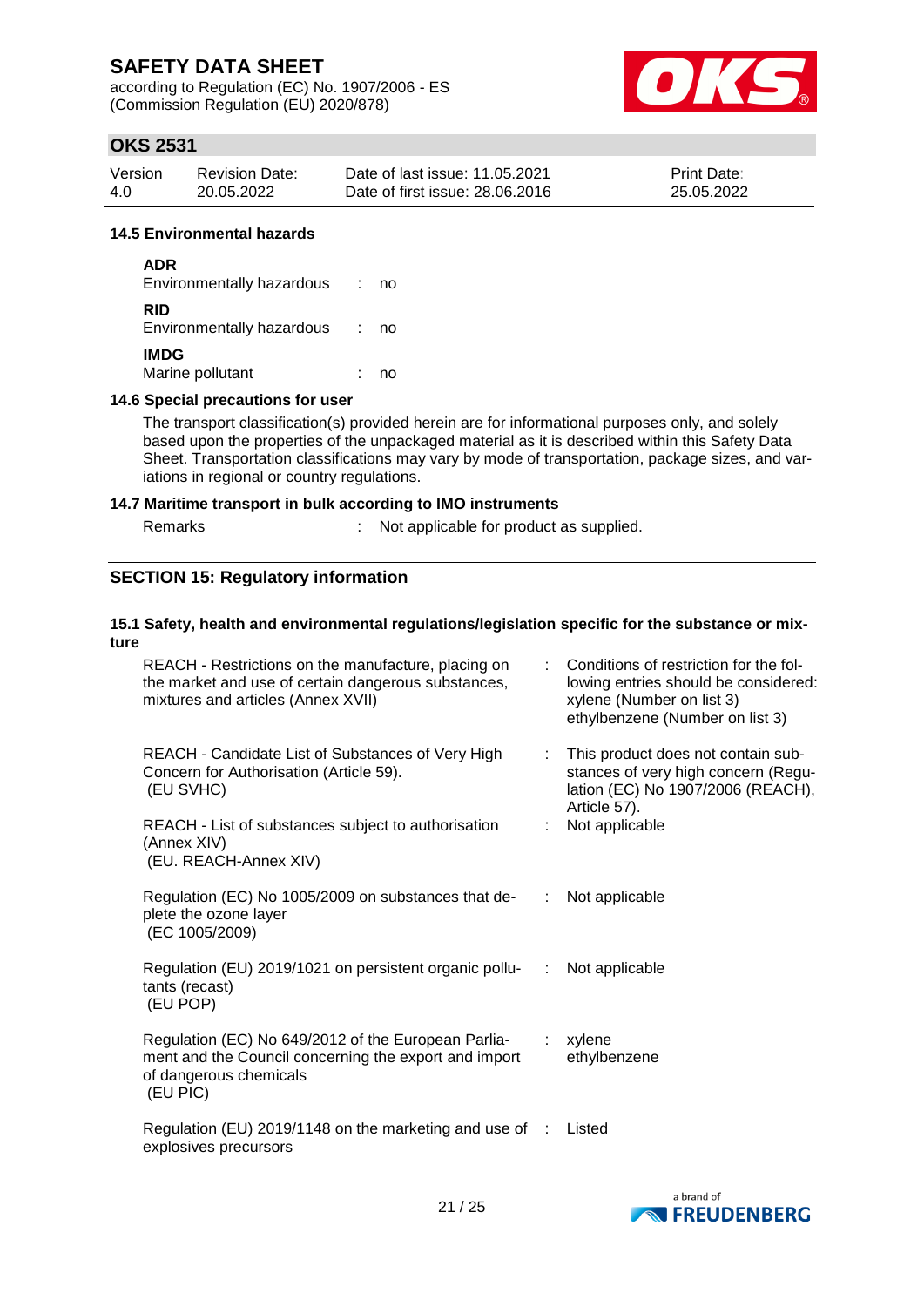#### 14.5 Environmental hazards

**ADR**
Environmentally hazardous : no

**RID**
Environmentally hazardous : no

**IMDG**
Marine pollutant : no

#### 14.6 Special precautions for user

The transport classification(s) provided herein are for informational purposes only, and solely based upon the properties of the unpackaged material as it is described within this Safety Data Sheet. Transportation classifications may vary by mode of transportation, package sizes, and variations in regional or country regulations.

#### 14.7 Maritime transport in bulk according to IMO instruments

Remarks : Not applicable for product as supplied.

## SECTION 15: Regulatory information

#### 15.1 Safety, health and environmental regulations/legislation specific for the substance or mixture

| | |
|---|---|
| REACH - Restrictions on the manufacture, placing on the market and use of certain dangerous substances, mixtures and articles (Annex XVII) | : Conditions of restriction for the following entries should be considered: xylene (Number on list 3) ethylbenzene (Number on list 3) |
| REACH - Candidate List of Substances of Very High Concern for Authorisation (Article 59). (EU SVHC) | : This product does not contain substances of very high concern (Regulation (EC) No 1907/2006 (REACH), Article 57). |
| REACH - List of substances subject to authorisation (Annex XIV) (EU. REACH-Annex XIV) | : Not applicable |
| Regulation (EC) No 1005/2009 on substances that deplete the ozone layer (EC 1005/2009) | : Not applicable |
| Regulation (EU) 2019/1021 on persistent organic pollutants (recast) (EU POP) | : Not applicable |
| Regulation (EC) No 649/2012 of the European Parliament and the Council concerning the export and import of dangerous chemicals (EU PIC) | : xylene ethylbenzene |
| Regulation (EU) 2019/1148 on the marketing and use of explosives precursors | : Listed |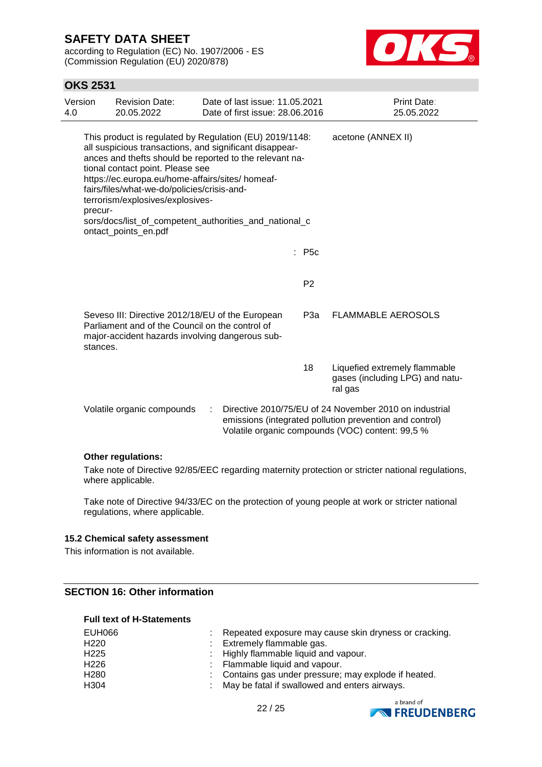| | | | |
|---|---|---|---|
| This product is regulated by Regulation (EU) 2019/1148: all suspicious transactions, and significant disappearances and thefts should be reported to the relevant national contact point. Please see https://ec.europa.eu/home-affairs/sites/ homeaffairs/files/what-we-do/policies/crisis-and-terrorism/explosives/explosives-precursors/docs/list_of_competent_authorities_and_national_contact_points_en.pdf | | | acetone (ANNEX II) |
| | : | P5c | |
| | | P2 | |
| Seveso III: Directive 2012/18/EU of the European Parliament and of the Council on the control of major-accident hazards involving dangerous substances. | | P3a | FLAMMABLE AEROSOLS |
| | | 18 | Liquefied extremely flammable gases (including LPG) and natural gas |

Volatile organic compounds : Directive 2010/75/EU of 24 November 2010 on industrial emissions (integrated pollution prevention and control)
Volatile organic compounds (VOC) content: 99,5 %

**Other regulations:**

Take note of Directive 92/85/EEC regarding maternity protection or stricter national regulations, where applicable.

Take note of Directive 94/33/EC on the protection of young people at work or stricter national regulations, where applicable.

### 15.2 Chemical safety assessment

This information is not available.

## SECTION 16: Other information

**Full text of H-Statements**

| | | |
|---|---|---|
| EUH066 | : | Repeated exposure may cause skin dryness or cracking. |
| H220 | : | Extremely flammable gas. |
| H225 | : | Highly flammable liquid and vapour. |
| H226 | : | Flammable liquid and vapour. |
| H280 | : | Contains gas under pressure; may explode if heated. |
| H304 | : | May be fatal if swallowed and enters airways. |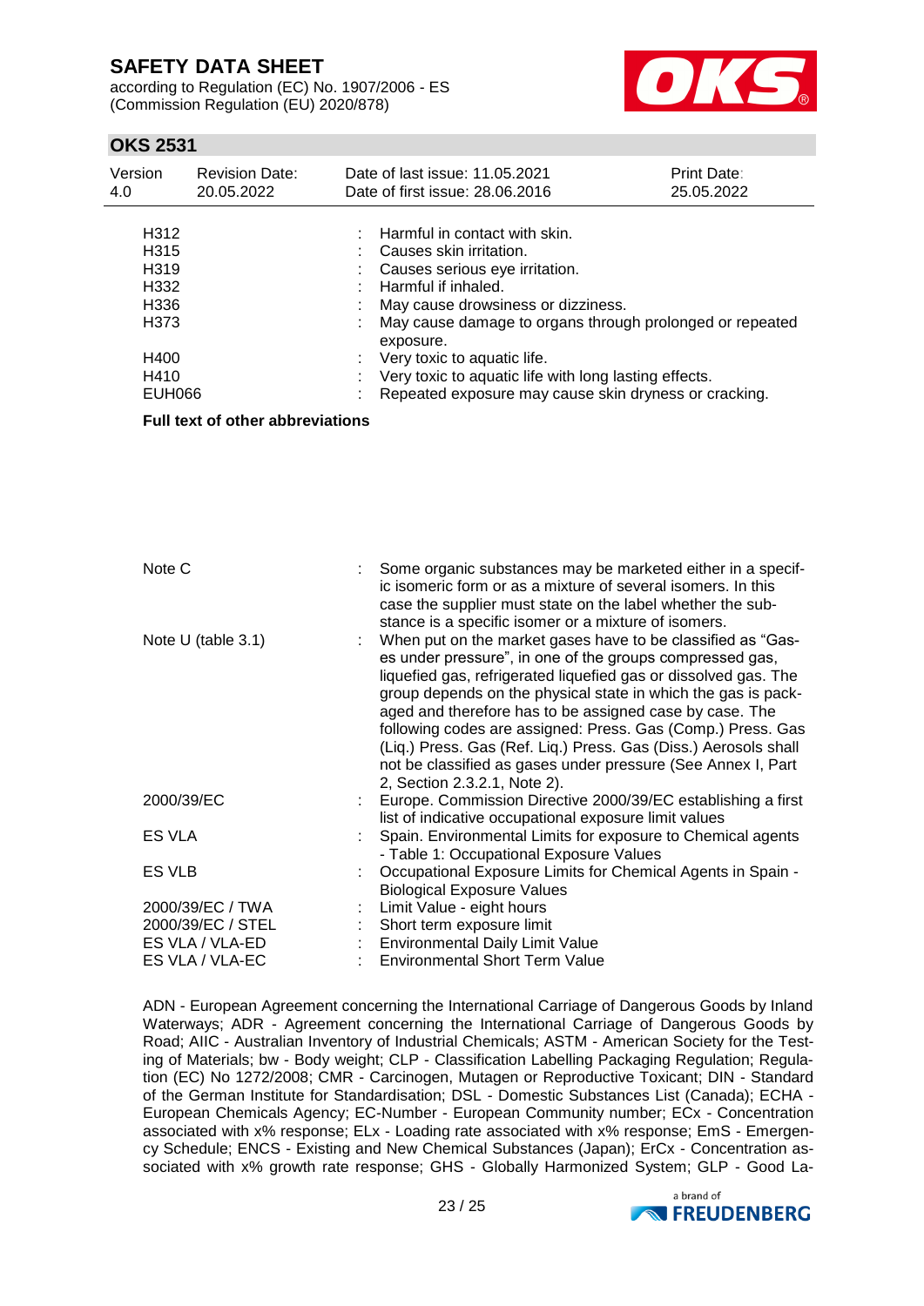| | | |
|---|---|---|
| H312 | : | Harmful in contact with skin. |
| H315 | : | Causes skin irritation. |
| H319 | : | Causes serious eye irritation. |
| H332 | : | Harmful if inhaled. |
| H336 | : | May cause drowsiness or dizziness. |
| H373 | : | May cause damage to organs through prolonged or repeated exposure. |
| H400 | : | Very toxic to aquatic life. |
| H410 | : | Very toxic to aquatic life with long lasting effects. |
| EUH066 | : | Repeated exposure may cause skin dryness or cracking. |

**Full text of other abbreviations**

| | | |
|---|---|---|
| Note C | : | Some organic substances may be marketed either in a specific isomeric form or as a mixture of several isomers. In this case the supplier must state on the label whether the substance is a specific isomer or a mixture of isomers. |
| Note U (table 3.1) | : | When put on the market gases have to be classified as "Gases under pressure", in one of the groups compressed gas, liquefied gas, refrigerated liquefied gas or dissolved gas. The group depends on the physical state in which the gas is packaged and therefore has to be assigned case by case. The following codes are assigned: Press. Gas (Comp.) Press. Gas (Liq.) Press. Gas (Ref. Liq.) Press. Gas (Diss.) Aerosols shall not be classified as gases under pressure (See Annex I, Part 2, Section 2.3.2.1, Note 2). |
| 2000/39/EC | : | Europe. Commission Directive 2000/39/EC establishing a first list of indicative occupational exposure limit values |
| ES VLA | : | Spain. Environmental Limits for exposure to Chemical agents - Table 1: Occupational Exposure Values |
| ES VLB | : | Occupational Exposure Limits for Chemical Agents in Spain - Biological Exposure Values |
| 2000/39/EC / TWA | : | Limit Value - eight hours |
| 2000/39/EC / STEL | : | Short term exposure limit |
| ES VLA / VLA-ED | : | Environmental Daily Limit Value |
| ES VLA / VLA-EC | : | Environmental Short Term Value |

ADN - European Agreement concerning the International Carriage of Dangerous Goods by Inland Waterways; ADR - Agreement concerning the International Carriage of Dangerous Goods by Road; AIIC - Australian Inventory of Industrial Chemicals; ASTM - American Society for the Testing of Materials; bw - Body weight; CLP - Classification Labelling Packaging Regulation; Regulation (EC) No 1272/2008; CMR - Carcinogen, Mutagen or Reproductive Toxicant; DIN - Standard of the German Institute for Standardisation; DSL - Domestic Substances List (Canada); ECHA - European Chemicals Agency; EC-Number - European Community number; ECx - Concentration associated with x% response; ELx - Loading rate associated with x% response; EmS - Emergency Schedule; ENCS - Existing and New Chemical Substances (Japan); ErCx - Concentration associated with x% growth rate response; GHS - Globally Harmonized System; GLP - Good La-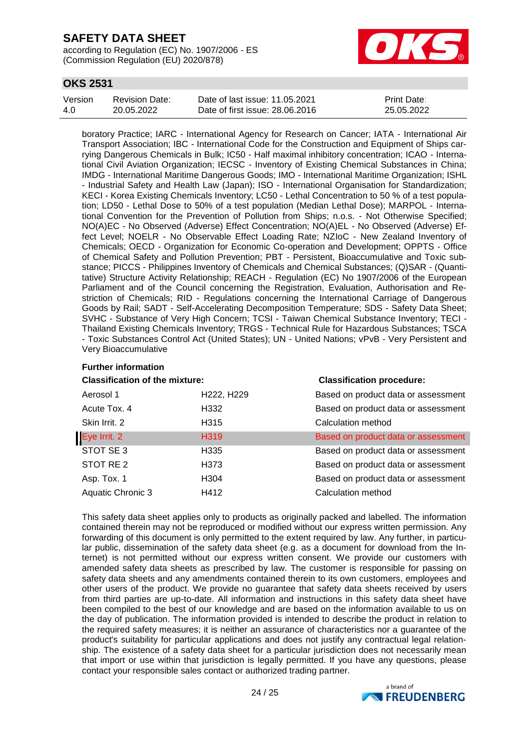boratory Practice; IARC - International Agency for Research on Cancer; IATA - International Air Transport Association; IBC - International Code for the Construction and Equipment of Ships carrying Dangerous Chemicals in Bulk; IC50 - Half maximal inhibitory concentration; ICAO - International Civil Aviation Organization; IECSC - Inventory of Existing Chemical Substances in China; IMDG - International Maritime Dangerous Goods; IMO - International Maritime Organization; ISHL - Industrial Safety and Health Law (Japan); ISO - International Organisation for Standardization; KECI - Korea Existing Chemicals Inventory; LC50 - Lethal Concentration to 50 % of a test population; LD50 - Lethal Dose to 50% of a test population (Median Lethal Dose); MARPOL - International Convention for the Prevention of Pollution from Ships; n.o.s. - Not Otherwise Specified; NO(A)EC - No Observed (Adverse) Effect Concentration; NO(A)EL - No Observed (Adverse) Effect Level; NOELR - No Observable Effect Loading Rate; NZIoC - New Zealand Inventory of Chemicals; OECD - Organization for Economic Co-operation and Development; OPPTS - Office of Chemical Safety and Pollution Prevention; PBT - Persistent, Bioaccumulative and Toxic substance; PICCS - Philippines Inventory of Chemicals and Chemical Substances; (Q)SAR - (Quantitative) Structure Activity Relationship; REACH - Regulation (EC) No 1907/2006 of the European Parliament and of the Council concerning the Registration, Evaluation, Authorisation and Restriction of Chemicals; RID - Regulations concerning the International Carriage of Dangerous Goods by Rail; SADT - Self-Accelerating Decomposition Temperature; SDS - Safety Data Sheet; SVHC - Substance of Very High Concern; TCSI - Taiwan Chemical Substance Inventory; TECI - Thailand Existing Chemicals Inventory; TRGS - Technical Rule for Hazardous Substances; TSCA - Toxic Substances Control Act (United States); UN - United Nations; vPvB - Very Persistent and Very Bioaccumulative

**Further information**

| **Classification of the mixture:** | | **Classification procedure:** |
|---|---|---|
| Aerosol 1 | H222, H229 | Based on product data or assessment |
| Acute Tox. 4 | H332 | Based on product data or assessment |
| Skin Irrit. 2 | H315 | Calculation method |
| Eye Irrit. 2 | H319 | Based on product data or assessment |
| STOT SE 3 | H335 | Based on product data or assessment |
| STOT RE 2 | H373 | Based on product data or assessment |
| Asp. Tox. 1 | H304 | Based on product data or assessment |
| Aquatic Chronic 3 | H412 | Calculation method |

This safety data sheet applies only to products as originally packed and labelled. The information contained therein may not be reproduced or modified without our express written permission. Any forwarding of this document is only permitted to the extent required by law. Any further, in particular public, dissemination of the safety data sheet (e.g. as a document for download from the Internet) is not permitted without our express written consent. We provide our customers with amended safety data sheets as prescribed by law. The customer is responsible for passing on safety data sheets and any amendments contained therein to its own customers, employees and other users of the product. We provide no guarantee that safety data sheets received by users from third parties are up-to-date. All information and instructions in this safety data sheet have been compiled to the best of our knowledge and are based on the information available to us on the day of publication. The information provided is intended to describe the product in relation to the required safety measures; it is neither an assurance of characteristics nor a guarantee of the product's suitability for particular applications and does not justify any contractual legal relationship. The existence of a safety data sheet for a particular jurisdiction does not necessarily mean that import or use within that jurisdiction is legally permitted. If you have any questions, please contact your responsible sales contact or authorized trading partner.